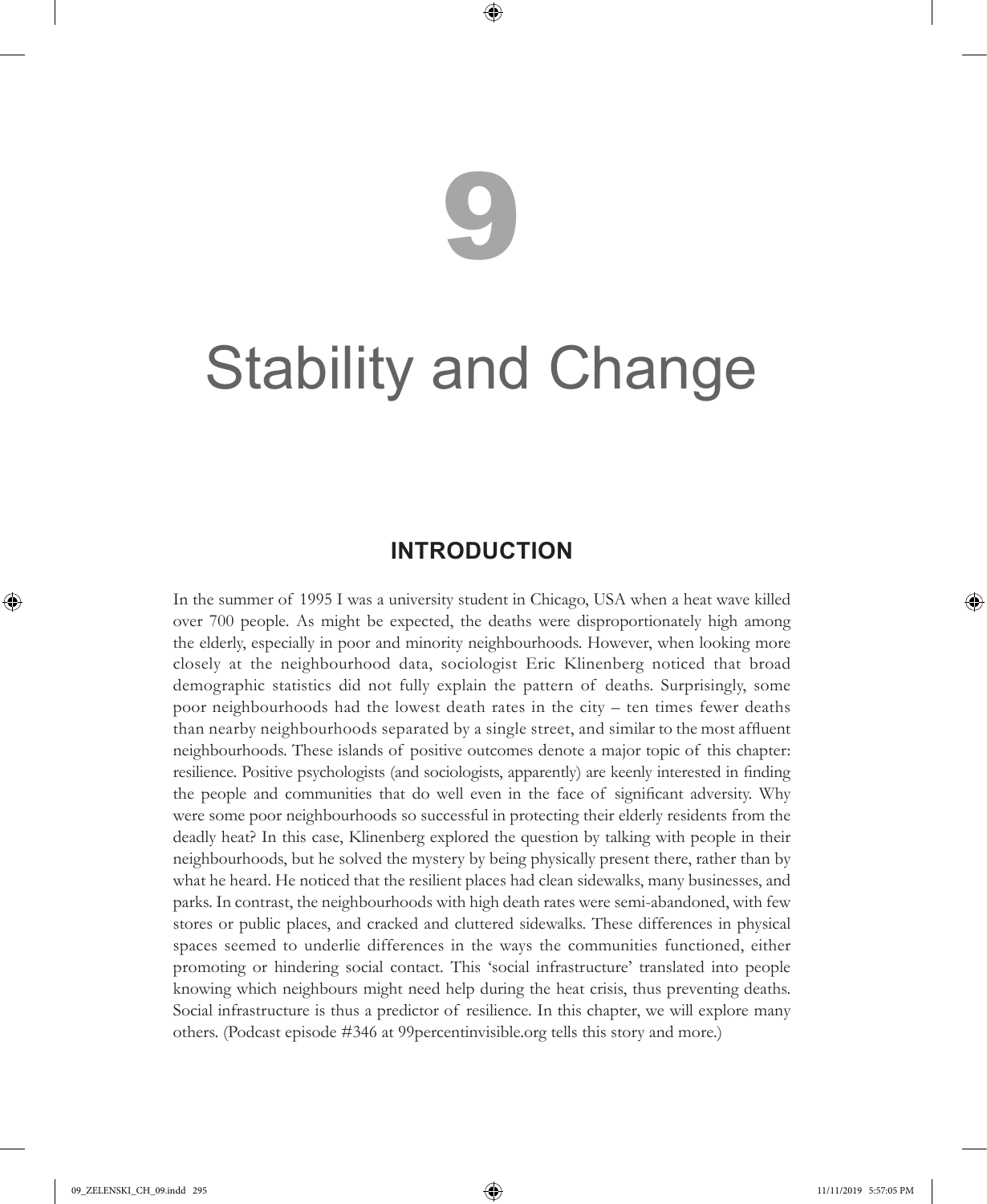# 9

# Stability and Change

## INTRODUCTION

In the summer of 1995 I was a university student in Chicago, USA when a heat wave killed over 700 people. As might be expected, the deaths were disproportionately high among the elderly, especially in poor and minority neighbourhoods. However, when looking more closely at the neighbourhood data, sociologist Eric Klinenberg noticed that broad demographic statistics did not fully explain the pattern of deaths. Surprisingly, some poor neighbourhoods had the lowest death rates in the city – ten times fewer deaths than nearby neighbourhoods separated by a single street, and similar to the most affluent neighbourhoods. These islands of positive outcomes denote a major topic of this chapter: resilience. Positive psychologists (and sociologists, apparently) are keenly interested in finding the people and communities that do well even in the face of significant adversity. Why were some poor neighbourhoods so successful in protecting their elderly residents from the deadly heat? In this case, Klinenberg explored the question by talking with people in their neighbourhoods, but he solved the mystery by being physically present there, rather than by what he heard. He noticed that the resilient places had clean sidewalks, many businesses, and parks. In contrast, the neighbourhoods with high death rates were semi-abandoned, with few stores or public places, and cracked and cluttered sidewalks. These differences in physical spaces seemed to underlie differences in the ways the communities functioned, either promoting or hindering social contact. This 'social infrastructure' translated into people knowing which neighbours might need help during the heat crisis, thus preventing deaths. Social infrastructure is thus a predictor of resilience. In this chapter, we will explore many others. (Podcast episode #346 at 99percentinvisible.org tells this story and more.)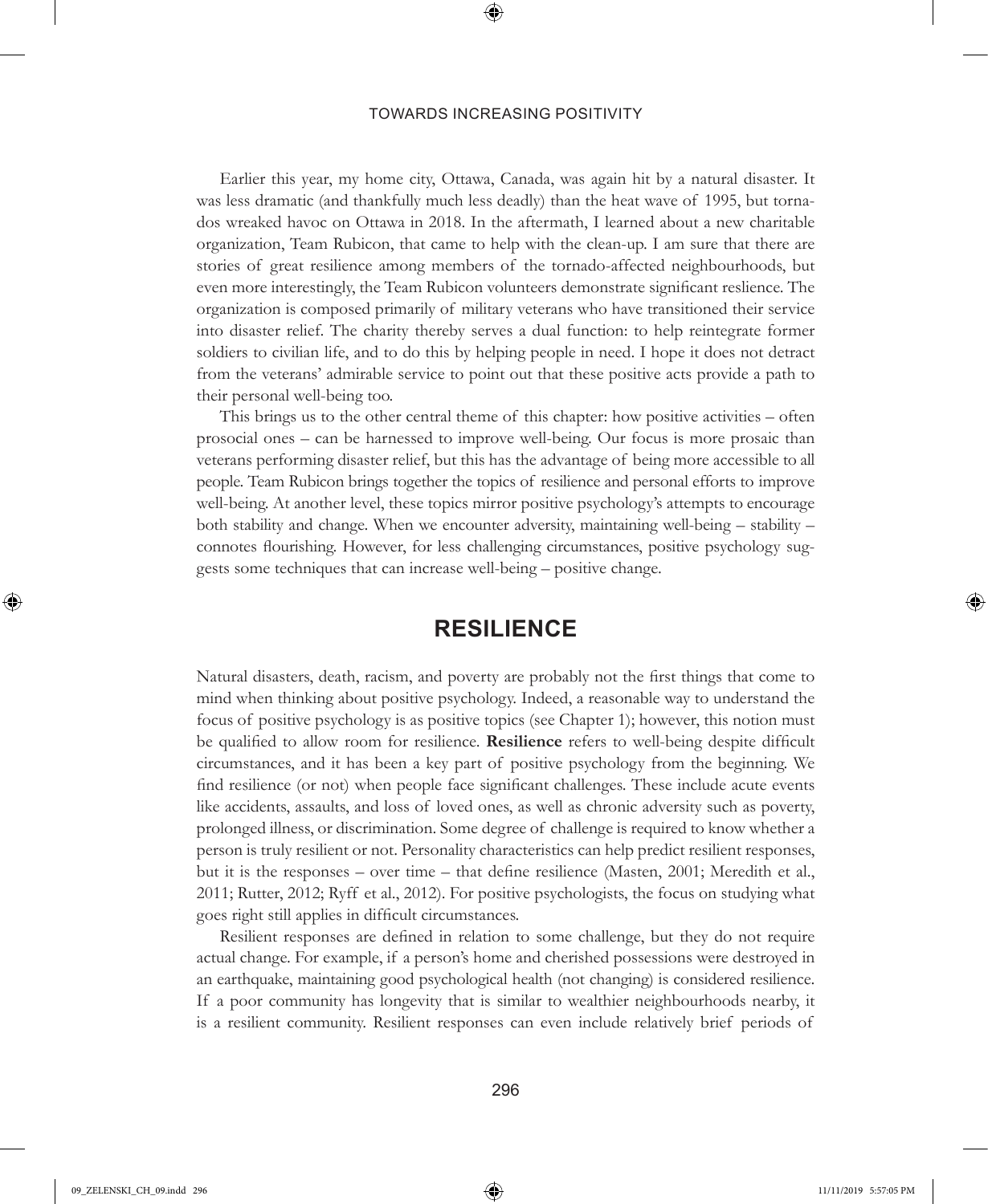Earlier this year, my home city, Ottawa, Canada, was again hit by a natural disaster. It was less dramatic (and thankfully much less deadly) than the heat wave of 1995, but tornados wreaked havoc on Ottawa in 2018. In the aftermath, I learned about a new charitable organization, Team Rubicon, that came to help with the clean-up. I am sure that there are stories of great resilience among members of the tornado-affected neighbourhoods, but even more interestingly, the Team Rubicon volunteers demonstrate significant reslience. The organization is composed primarily of military veterans who have transitioned their service into disaster relief. The charity thereby serves a dual function: to help reintegrate former soldiers to civilian life, and to do this by helping people in need. I hope it does not detract from the veterans' admirable service to point out that these positive acts provide a path to their personal well-being too.

This brings us to the other central theme of this chapter: how positive activities – often prosocial ones – can be harnessed to improve well-being. Our focus is more prosaic than veterans performing disaster relief, but this has the advantage of being more accessible to all people. Team Rubicon brings together the topics of resilience and personal efforts to improve well-being. At another level, these topics mirror positive psychology's attempts to encourage both stability and change. When we encounter adversity, maintaining well-being – stability – connotes flourishing. However, for less challenging circumstances, positive psychology suggests some techniques that can increase well-being – positive change.

## RESILIENCE

Natural disasters, death, racism, and poverty are probably not the first things that come to mind when thinking about positive psychology. Indeed, a reasonable way to understand the focus of positive psychology is as positive topics (see Chapter 1); however, this notion must be qualified to allow room for resilience. **Resilience** refers to well-being despite difficult circumstances, and it has been a key part of positive psychology from the beginning. We find resilience (or not) when people face significant challenges. These include acute events like accidents, assaults, and loss of loved ones, as well as chronic adversity such as poverty, prolonged illness, or discrimination. Some degree of challenge is required to know whether a person is truly resilient or not. Personality characteristics can help predict resilient responses, but it is the responses – over time – that define resilience (Masten, 2001; Meredith et al., 2011; Rutter, 2012; Ryff et al., 2012). For positive psychologists, the focus on studying what goes right still applies in difficult circumstances.

Resilient responses are defined in relation to some challenge, but they do not require actual change. For example, if a person's home and cherished possessions were destroyed in an earthquake, maintaining good psychological health (not changing) is considered resilience. If a poor community has longevity that is similar to wealthier neighbourhoods nearby, it is a resilient community. Resilient responses can even include relatively brief periods of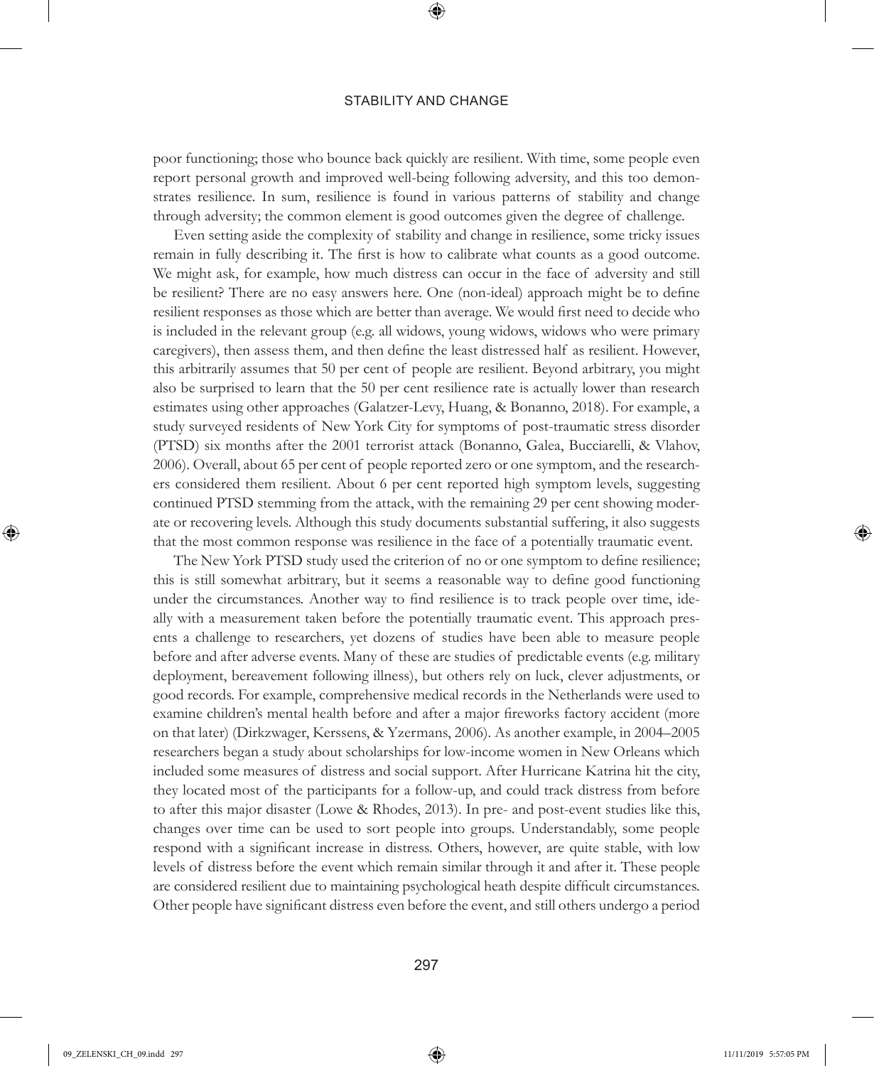poor functioning; those who bounce back quickly are resilient. With time, some people even report personal growth and improved well-being following adversity, and this too demonstrates resilience. In sum, resilience is found in various patterns of stability and change through adversity; the common element is good outcomes given the degree of challenge.

Even setting aside the complexity of stability and change in resilience, some tricky issues remain in fully describing it. The first is how to calibrate what counts as a good outcome. We might ask, for example, how much distress can occur in the face of adversity and still be resilient? There are no easy answers here. One (non-ideal) approach might be to define resilient responses as those which are better than average. We would first need to decide who is included in the relevant group (e.g. all widows, young widows, widows who were primary caregivers), then assess them, and then define the least distressed half as resilient. However, this arbitrarily assumes that 50 per cent of people are resilient. Beyond arbitrary, you might also be surprised to learn that the 50 per cent resilience rate is actually lower than research estimates using other approaches (Galatzer-Levy, Huang, & Bonanno, 2018). For example, a study surveyed residents of New York City for symptoms of post-traumatic stress disorder (PTSD) six months after the 2001 terrorist attack (Bonanno, Galea, Bucciarelli, & Vlahov, 2006). Overall, about 65 per cent of people reported zero or one symptom, and the researchers considered them resilient. About 6 per cent reported high symptom levels, suggesting continued PTSD stemming from the attack, with the remaining 29 per cent showing moderate or recovering levels. Although this study documents substantial suffering, it also suggests that the most common response was resilience in the face of a potentially traumatic event.

The New York PTSD study used the criterion of no or one symptom to define resilience; this is still somewhat arbitrary, but it seems a reasonable way to define good functioning under the circumstances. Another way to find resilience is to track people over time, ideally with a measurement taken before the potentially traumatic event. This approach presents a challenge to researchers, yet dozens of studies have been able to measure people before and after adverse events. Many of these are studies of predictable events (e.g. military deployment, bereavement following illness), but others rely on luck, clever adjustments, or good records. For example, comprehensive medical records in the Netherlands were used to examine children's mental health before and after a major fireworks factory accident (more on that later) (Dirkzwager, Kerssens, & Yzermans, 2006). As another example, in 2004–2005 researchers began a study about scholarships for low-income women in New Orleans which included some measures of distress and social support. After Hurricane Katrina hit the city, they located most of the participants for a follow-up, and could track distress from before to after this major disaster (Lowe & Rhodes, 2013). In pre- and post-event studies like this, changes over time can be used to sort people into groups. Understandably, some people respond with a significant increase in distress. Others, however, are quite stable, with low levels of distress before the event which remain similar through it and after it. These people are considered resilient due to maintaining psychological heath despite difficult circumstances. Other people have significant distress even before the event, and still others undergo a period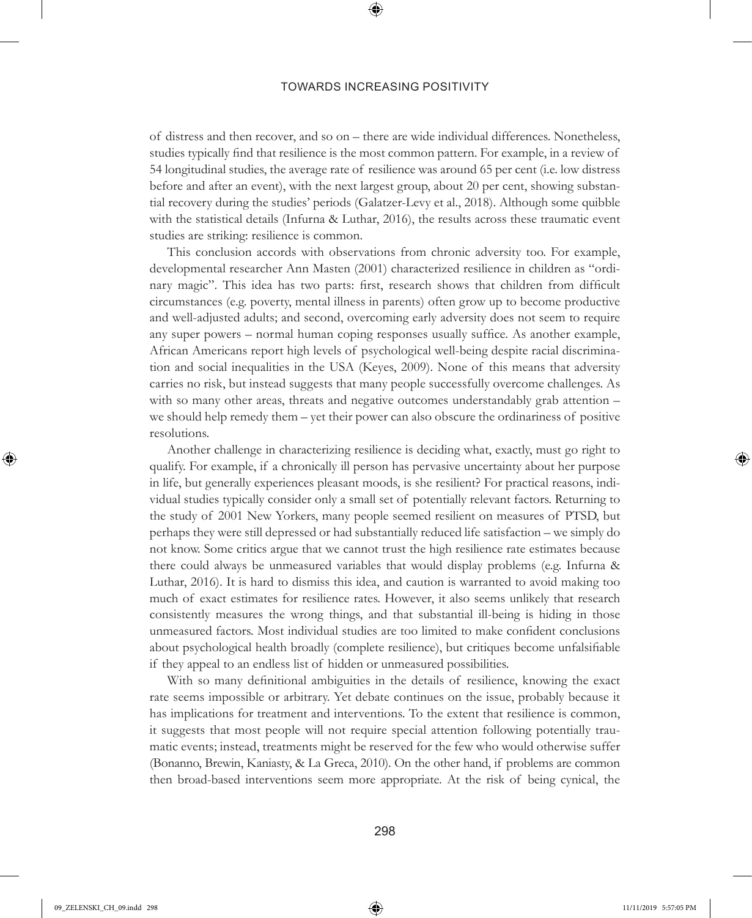of distress and then recover, and so on – there are wide individual differences. Nonetheless, studies typically find that resilience is the most common pattern. For example, in a review of 54 longitudinal studies, the average rate of resilience was around 65 per cent (i.e. low distress before and after an event), with the next largest group, about 20 per cent, showing substantial recovery during the studies' periods (Galatzer-Levy et al., 2018). Although some quibble with the statistical details (Infurna & Luthar, 2016), the results across these traumatic event studies are striking: resilience is common.

This conclusion accords with observations from chronic adversity too. For example, developmental researcher Ann Masten (2001) characterized resilience in children as "ordinary magic". This idea has two parts: first, research shows that children from difficult circumstances (e.g. poverty, mental illness in parents) often grow up to become productive and well-adjusted adults; and second, overcoming early adversity does not seem to require any super powers – normal human coping responses usually suffice. As another example, African Americans report high levels of psychological well-being despite racial discrimination and social inequalities in the USA (Keyes, 2009). None of this means that adversity carries no risk, but instead suggests that many people successfully overcome challenges. As with so many other areas, threats and negative outcomes understandably grab attention – we should help remedy them – yet their power can also obscure the ordinariness of positive resolutions.

Another challenge in characterizing resilience is deciding what, exactly, must go right to qualify. For example, if a chronically ill person has pervasive uncertainty about her purpose in life, but generally experiences pleasant moods, is she resilient? For practical reasons, individual studies typically consider only a small set of potentially relevant factors. Returning to the study of 2001 New Yorkers, many people seemed resilient on measures of PTSD, but perhaps they were still depressed or had substantially reduced life satisfaction – we simply do not know. Some critics argue that we cannot trust the high resilience rate estimates because there could always be unmeasured variables that would display problems (e.g. Infurna & Luthar, 2016). It is hard to dismiss this idea, and caution is warranted to avoid making too much of exact estimates for resilience rates. However, it also seems unlikely that research consistently measures the wrong things, and that substantial ill-being is hiding in those unmeasured factors. Most individual studies are too limited to make confident conclusions about psychological health broadly (complete resilience), but critiques become unfalsifiable if they appeal to an endless list of hidden or unmeasured possibilities.

With so many definitional ambiguities in the details of resilience, knowing the exact rate seems impossible or arbitrary. Yet debate continues on the issue, probably because it has implications for treatment and interventions. To the extent that resilience is common, it suggests that most people will not require special attention following potentially traumatic events; instead, treatments might be reserved for the few who would otherwise suffer (Bonanno, Brewin, Kaniasty, & La Greca, 2010). On the other hand, if problems are common then broad-based interventions seem more appropriate. At the risk of being cynical, the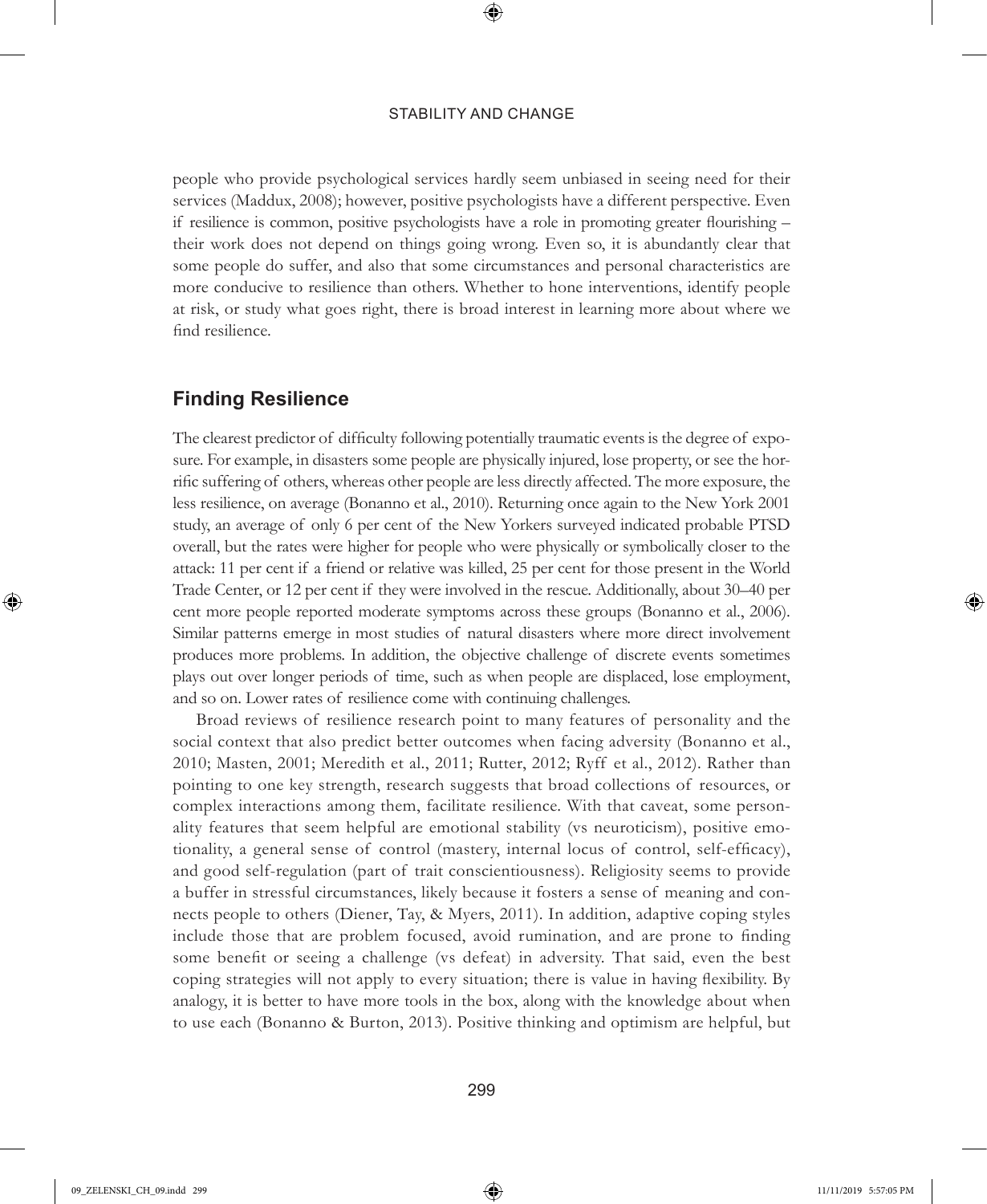people who provide psychological services hardly seem unbiased in seeing need for their services (Maddux, 2008); however, positive psychologists have a different perspective. Even if resilience is common, positive psychologists have a role in promoting greater flourishing – their work does not depend on things going wrong. Even so, it is abundantly clear that some people do suffer, and also that some circumstances and personal characteristics are more conducive to resilience than others. Whether to hone interventions, identify people at risk, or study what goes right, there is broad interest in learning more about where we find resilience.

## Finding Resilience

The clearest predictor of difficulty following potentially traumatic events is the degree of exposure. For example, in disasters some people are physically injured, lose property, or see the horrific suffering of others, whereas other people are less directly affected. The more exposure, the less resilience, on average (Bonanno et al., 2010). Returning once again to the New York 2001 study, an average of only 6 per cent of the New Yorkers surveyed indicated probable PTSD overall, but the rates were higher for people who were physically or symbolically closer to the attack: 11 per cent if a friend or relative was killed, 25 per cent for those present in the World Trade Center, or 12 per cent if they were involved in the rescue. Additionally, about 30–40 per cent more people reported moderate symptoms across these groups (Bonanno et al., 2006). Similar patterns emerge in most studies of natural disasters where more direct involvement produces more problems. In addition, the objective challenge of discrete events sometimes plays out over longer periods of time, such as when people are displaced, lose employment, and so on. Lower rates of resilience come with continuing challenges.

Broad reviews of resilience research point to many features of personality and the social context that also predict better outcomes when facing adversity (Bonanno et al., 2010; Masten, 2001; Meredith et al., 2011; Rutter, 2012; Ryff et al., 2012). Rather than pointing to one key strength, research suggests that broad collections of resources, or complex interactions among them, facilitate resilience. With that caveat, some personality features that seem helpful are emotional stability (vs neuroticism), positive emotionality, a general sense of control (mastery, internal locus of control, self-efficacy), and good self-regulation (part of trait conscientiousness). Religiosity seems to provide a buffer in stressful circumstances, likely because it fosters a sense of meaning and connects people to others (Diener, Tay, & Myers, 2011). In addition, adaptive coping styles include those that are problem focused, avoid rumination, and are prone to finding some benefit or seeing a challenge (vs defeat) in adversity. That said, even the best coping strategies will not apply to every situation; there is value in having flexibility. By analogy, it is better to have more tools in the box, along with the knowledge about when to use each (Bonanno & Burton, 2013). Positive thinking and optimism are helpful, but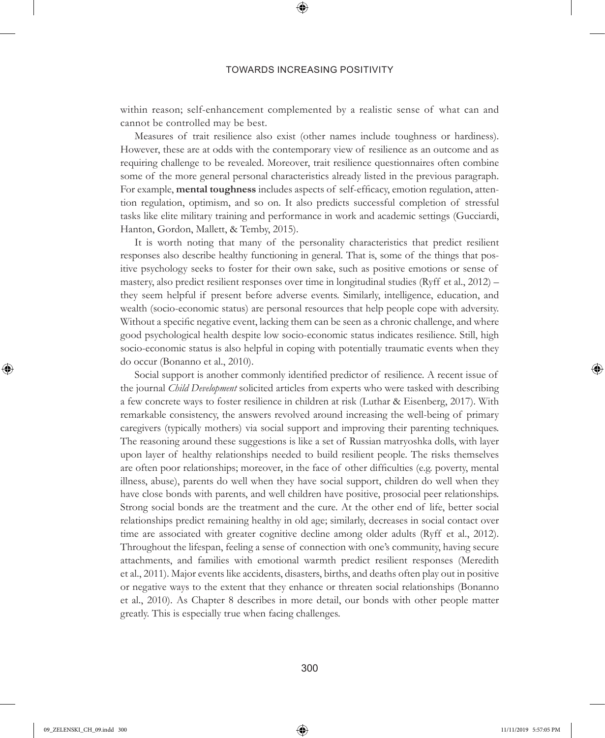within reason; self-enhancement complemented by a realistic sense of what can and cannot be controlled may be best.

Measures of trait resilience also exist (other names include toughness or hardiness). However, these are at odds with the contemporary view of resilience as an outcome and as requiring challenge to be revealed. Moreover, trait resilience questionnaires often combine some of the more general personal characteristics already listed in the previous paragraph. For example, **mental toughness** includes aspects of self-efficacy, emotion regulation, attention regulation, optimism, and so on. It also predicts successful completion of stressful tasks like elite military training and performance in work and academic settings (Gucciardi, Hanton, Gordon, Mallett, & Temby, 2015).

It is worth noting that many of the personality characteristics that predict resilient responses also describe healthy functioning in general. That is, some of the things that positive psychology seeks to foster for their own sake, such as positive emotions or sense of mastery, also predict resilient responses over time in longitudinal studies (Ryff et al., 2012) – they seem helpful if present before adverse events. Similarly, intelligence, education, and wealth (socio-economic status) are personal resources that help people cope with adversity. Without a specific negative event, lacking them can be seen as a chronic challenge, and where good psychological health despite low socio-economic status indicates resilience. Still, high socio-economic status is also helpful in coping with potentially traumatic events when they do occur (Bonanno et al., 2010).

Social support is another commonly identified predictor of resilience. A recent issue of the journal *Child Development* solicited articles from experts who were tasked with describing a few concrete ways to foster resilience in children at risk (Luthar & Eisenberg, 2017). With remarkable consistency, the answers revolved around increasing the well-being of primary caregivers (typically mothers) via social support and improving their parenting techniques. The reasoning around these suggestions is like a set of Russian matryoshka dolls, with layer upon layer of healthy relationships needed to build resilient people. The risks themselves are often poor relationships; moreover, in the face of other difficulties (e.g. poverty, mental illness, abuse), parents do well when they have social support, children do well when they have close bonds with parents, and well children have positive, prosocial peer relationships. Strong social bonds are the treatment and the cure. At the other end of life, better social relationships predict remaining healthy in old age; similarly, decreases in social contact over time are associated with greater cognitive decline among older adults (Ryff et al., 2012). Throughout the lifespan, feeling a sense of connection with one's community, having secure attachments, and families with emotional warmth predict resilient responses (Meredith et al., 2011). Major events like accidents, disasters, births, and deaths often play out in positive or negative ways to the extent that they enhance or threaten social relationships (Bonanno et al., 2010). As Chapter 8 describes in more detail, our bonds with other people matter greatly. This is especially true when facing challenges.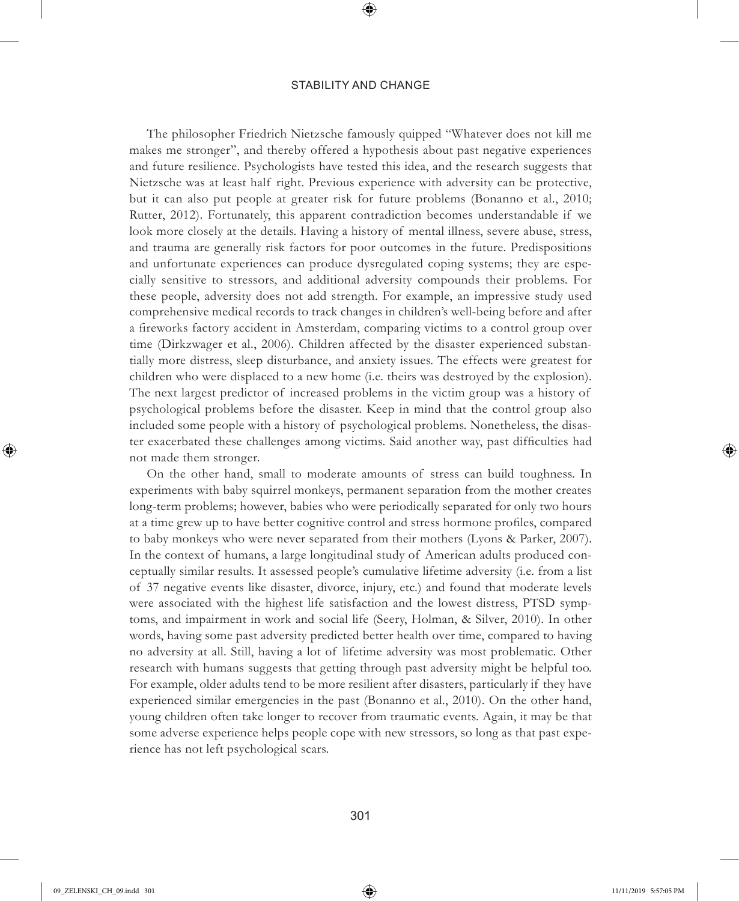The philosopher Friedrich Nietzsche famously quipped "Whatever does not kill me makes me stronger", and thereby offered a hypothesis about past negative experiences and future resilience. Psychologists have tested this idea, and the research suggests that Nietzsche was at least half right. Previous experience with adversity can be protective, but it can also put people at greater risk for future problems (Bonanno et al., 2010; Rutter, 2012). Fortunately, this apparent contradiction becomes understandable if we look more closely at the details. Having a history of mental illness, severe abuse, stress, and trauma are generally risk factors for poor outcomes in the future. Predispositions and unfortunate experiences can produce dysregulated coping systems; they are especially sensitive to stressors, and additional adversity compounds their problems. For these people, adversity does not add strength. For example, an impressive study used comprehensive medical records to track changes in children's well-being before and after a fireworks factory accident in Amsterdam, comparing victims to a control group over time (Dirkzwager et al., 2006). Children affected by the disaster experienced substantially more distress, sleep disturbance, and anxiety issues. The effects were greatest for children who were displaced to a new home (i.e. theirs was destroyed by the explosion). The next largest predictor of increased problems in the victim group was a history of psychological problems before the disaster. Keep in mind that the control group also included some people with a history of psychological problems. Nonetheless, the disaster exacerbated these challenges among victims. Said another way, past difficulties had not made them stronger.

On the other hand, small to moderate amounts of stress can build toughness. In experiments with baby squirrel monkeys, permanent separation from the mother creates long-term problems; however, babies who were periodically separated for only two hours at a time grew up to have better cognitive control and stress hormone profiles, compared to baby monkeys who were never separated from their mothers (Lyons & Parker, 2007). In the context of humans, a large longitudinal study of American adults produced conceptually similar results. It assessed people's cumulative lifetime adversity (i.e. from a list of 37 negative events like disaster, divorce, injury, etc.) and found that moderate levels were associated with the highest life satisfaction and the lowest distress, PTSD symptoms, and impairment in work and social life (Seery, Holman, & Silver, 2010). In other words, having some past adversity predicted better health over time, compared to having no adversity at all. Still, having a lot of lifetime adversity was most problematic. Other research with humans suggests that getting through past adversity might be helpful too. For example, older adults tend to be more resilient after disasters, particularly if they have experienced similar emergencies in the past (Bonanno et al., 2010). On the other hand, young children often take longer to recover from traumatic events. Again, it may be that some adverse experience helps people cope with new stressors, so long as that past experience has not left psychological scars.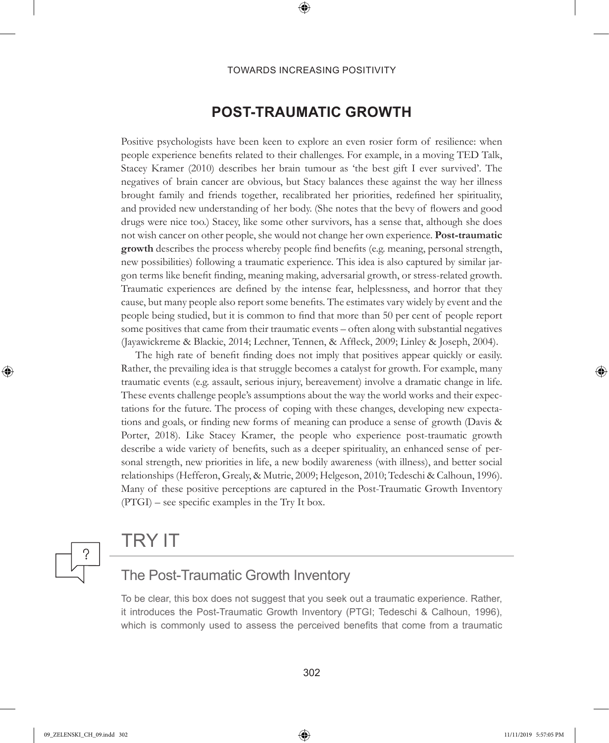## POST-TRAUMATIC GROWTH

Positive psychologists have been keen to explore an even rosier form of resilience: when people experience benefits related to their challenges. For example, in a moving TED Talk, Stacey Kramer (2010) describes her brain tumour as 'the best gift I ever survived'. The negatives of brain cancer are obvious, but Stacy balances these against the way her illness brought family and friends together, recalibrated her priorities, redefined her spirituality, and provided new understanding of her body. (She notes that the bevy of flowers and good drugs were nice too.) Stacey, like some other survivors, has a sense that, although she does not wish cancer on other people, she would not change her own experience. **Post-traumatic growth** describes the process whereby people find benefits (e.g. meaning, personal strength, new possibilities) following a traumatic experience. This idea is also captured by similar jargon terms like benefit finding, meaning making, adversarial growth, or stress-related growth. Traumatic experiences are defined by the intense fear, helplessness, and horror that they cause, but many people also report some benefits. The estimates vary widely by event and the people being studied, but it is common to find that more than 50 per cent of people report some positives that came from their traumatic events – often along with substantial negatives (Jayawickreme & Blackie, 2014; Lechner, Tennen, & Affleck, 2009; Linley & Joseph, 2004).

The high rate of benefit finding does not imply that positives appear quickly or easily. Rather, the prevailing idea is that struggle becomes a catalyst for growth. For example, many traumatic events (e.g. assault, serious injury, bereavement) involve a dramatic change in life. These events challenge people's assumptions about the way the world works and their expectations for the future. The process of coping with these changes, developing new expectations and goals, or finding new forms of meaning can produce a sense of growth (Davis & Porter, 2018). Like Stacey Kramer, the people who experience post-traumatic growth describe a wide variety of benefits, such as a deeper spirituality, an enhanced sense of personal strength, new priorities in life, a new bodily awareness (with illness), and better social relationships (Hefferon, Grealy, & Mutrie, 2009; Helgeson, 2010; Tedeschi & Calhoun, 1996). Many of these positive perceptions are captured in the Post-Traumatic Growth Inventory (PTGI) – see specific examples in the Try It box.

## TRY IT

### The Post-Traumatic Growth Inventory

To be clear, this box does not suggest that you seek out a traumatic experience. Rather, it introduces the Post-Traumatic Growth Inventory (PTGI; Tedeschi & Calhoun, 1996), which is commonly used to assess the perceived benefits that come from a traumatic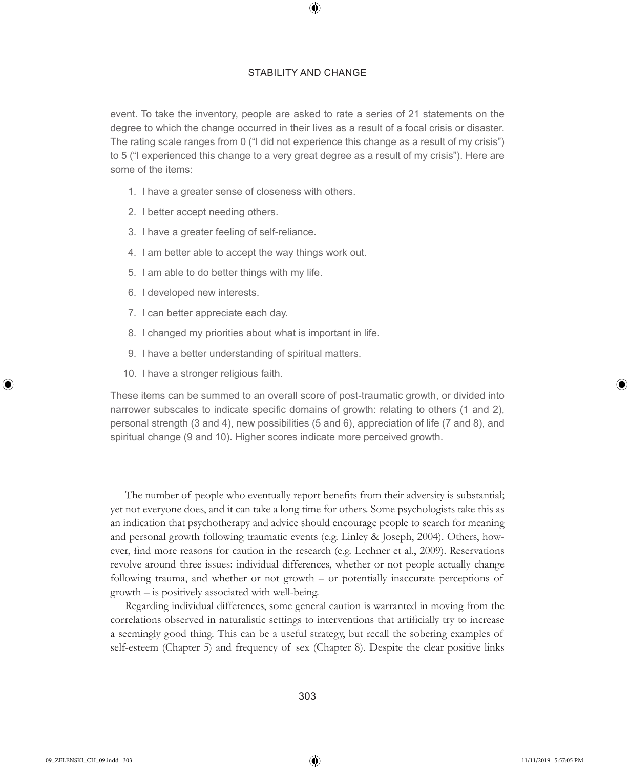event. To take the inventory, people are asked to rate a series of 21 statements on the degree to which the change occurred in their lives as a result of a focal crisis or disaster. The rating scale ranges from 0 ("I did not experience this change as a result of my crisis") to 5 ("I experienced this change to a very great degree as a result of my crisis"). Here are some of the items:

1. I have a greater sense of closeness with others.
2. I better accept needing others.
3. I have a greater feeling of self-reliance.
4. I am better able to accept the way things work out.
5. I am able to do better things with my life.
6. I developed new interests.
7. I can better appreciate each day.
8. I changed my priorities about what is important in life.
9. I have a better understanding of spiritual matters.
10. I have a stronger religious faith.

These items can be summed to an overall score of post-traumatic growth, or divided into narrower subscales to indicate specific domains of growth: relating to others (1 and 2), personal strength (3 and 4), new possibilities (5 and 6), appreciation of life (7 and 8), and spiritual change (9 and 10). Higher scores indicate more perceived growth.

---

The number of people who eventually report benefits from their adversity is substantial; yet not everyone does, and it can take a long time for others. Some psychologists take this as an indication that psychotherapy and advice should encourage people to search for meaning and personal growth following traumatic events (e.g. Linley & Joseph, 2004). Others, however, find more reasons for caution in the research (e.g. Lechner et al., 2009). Reservations revolve around three issues: individual differences, whether or not people actually change following trauma, and whether or not growth – or potentially inaccurate perceptions of growth – is positively associated with well-being.

Regarding individual differences, some general caution is warranted in moving from the correlations observed in naturalistic settings to interventions that artificially try to increase a seemingly good thing. This can be a useful strategy, but recall the sobering examples of self-esteem (Chapter 5) and frequency of sex (Chapter 8). Despite the clear positive links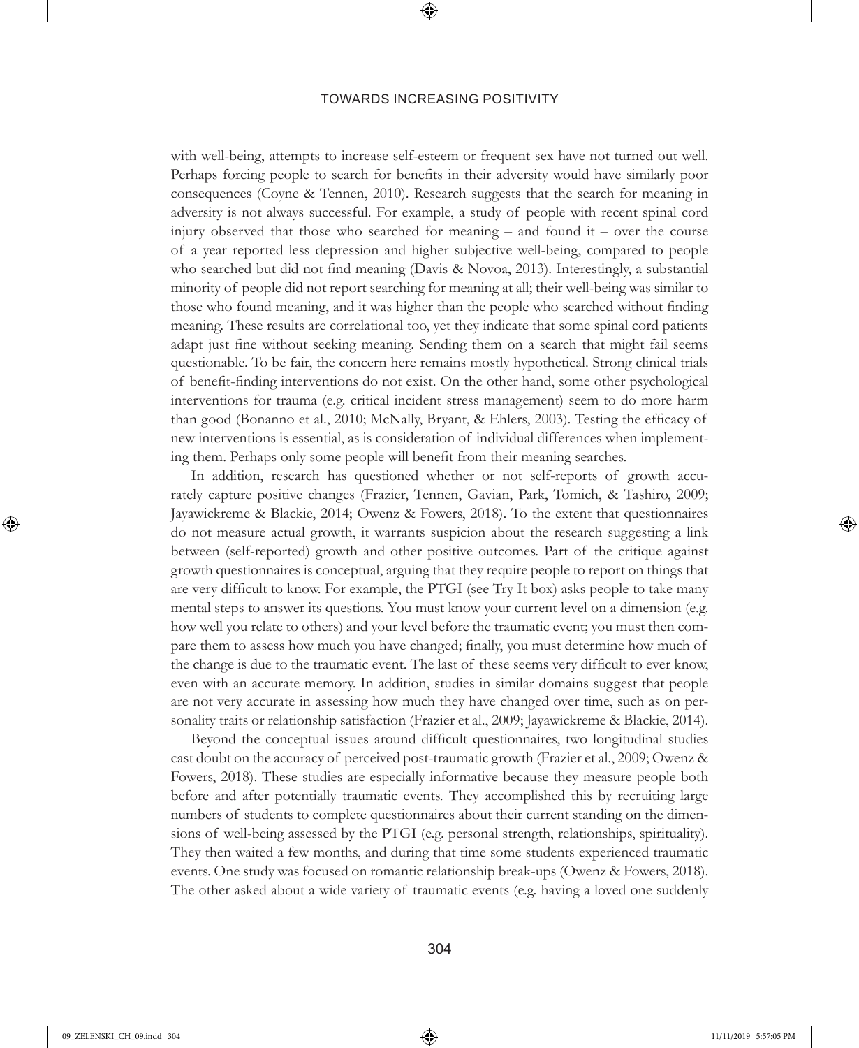with well-being, attempts to increase self-esteem or frequent sex have not turned out well. Perhaps forcing people to search for benefits in their adversity would have similarly poor consequences (Coyne & Tennen, 2010). Research suggests that the search for meaning in adversity is not always successful. For example, a study of people with recent spinal cord injury observed that those who searched for meaning – and found it – over the course of a year reported less depression and higher subjective well-being, compared to people who searched but did not find meaning (Davis & Novoa, 2013). Interestingly, a substantial minority of people did not report searching for meaning at all; their well-being was similar to those who found meaning, and it was higher than the people who searched without finding meaning. These results are correlational too, yet they indicate that some spinal cord patients adapt just fine without seeking meaning. Sending them on a search that might fail seems questionable. To be fair, the concern here remains mostly hypothetical. Strong clinical trials of benefit-finding interventions do not exist. On the other hand, some other psychological interventions for trauma (e.g. critical incident stress management) seem to do more harm than good (Bonanno et al., 2010; McNally, Bryant, & Ehlers, 2003). Testing the efficacy of new interventions is essential, as is consideration of individual differences when implementing them. Perhaps only some people will benefit from their meaning searches.

In addition, research has questioned whether or not self-reports of growth accurately capture positive changes (Frazier, Tennen, Gavian, Park, Tomich, & Tashiro, 2009; Jayawickreme & Blackie, 2014; Owenz & Fowers, 2018). To the extent that questionnaires do not measure actual growth, it warrants suspicion about the research suggesting a link between (self-reported) growth and other positive outcomes. Part of the critique against growth questionnaires is conceptual, arguing that they require people to report on things that are very difficult to know. For example, the PTGI (see Try It box) asks people to take many mental steps to answer its questions. You must know your current level on a dimension (e.g. how well you relate to others) and your level before the traumatic event; you must then compare them to assess how much you have changed; finally, you must determine how much of the change is due to the traumatic event. The last of these seems very difficult to ever know, even with an accurate memory. In addition, studies in similar domains suggest that people are not very accurate in assessing how much they have changed over time, such as on personality traits or relationship satisfaction (Frazier et al., 2009; Jayawickreme & Blackie, 2014).

Beyond the conceptual issues around difficult questionnaires, two longitudinal studies cast doubt on the accuracy of perceived post-traumatic growth (Frazier et al., 2009; Owenz & Fowers, 2018). These studies are especially informative because they measure people both before and after potentially traumatic events. They accomplished this by recruiting large numbers of students to complete questionnaires about their current standing on the dimensions of well-being assessed by the PTGI (e.g. personal strength, relationships, spirituality). They then waited a few months, and during that time some students experienced traumatic events. One study was focused on romantic relationship break-ups (Owenz & Fowers, 2018). The other asked about a wide variety of traumatic events (e.g. having a loved one suddenly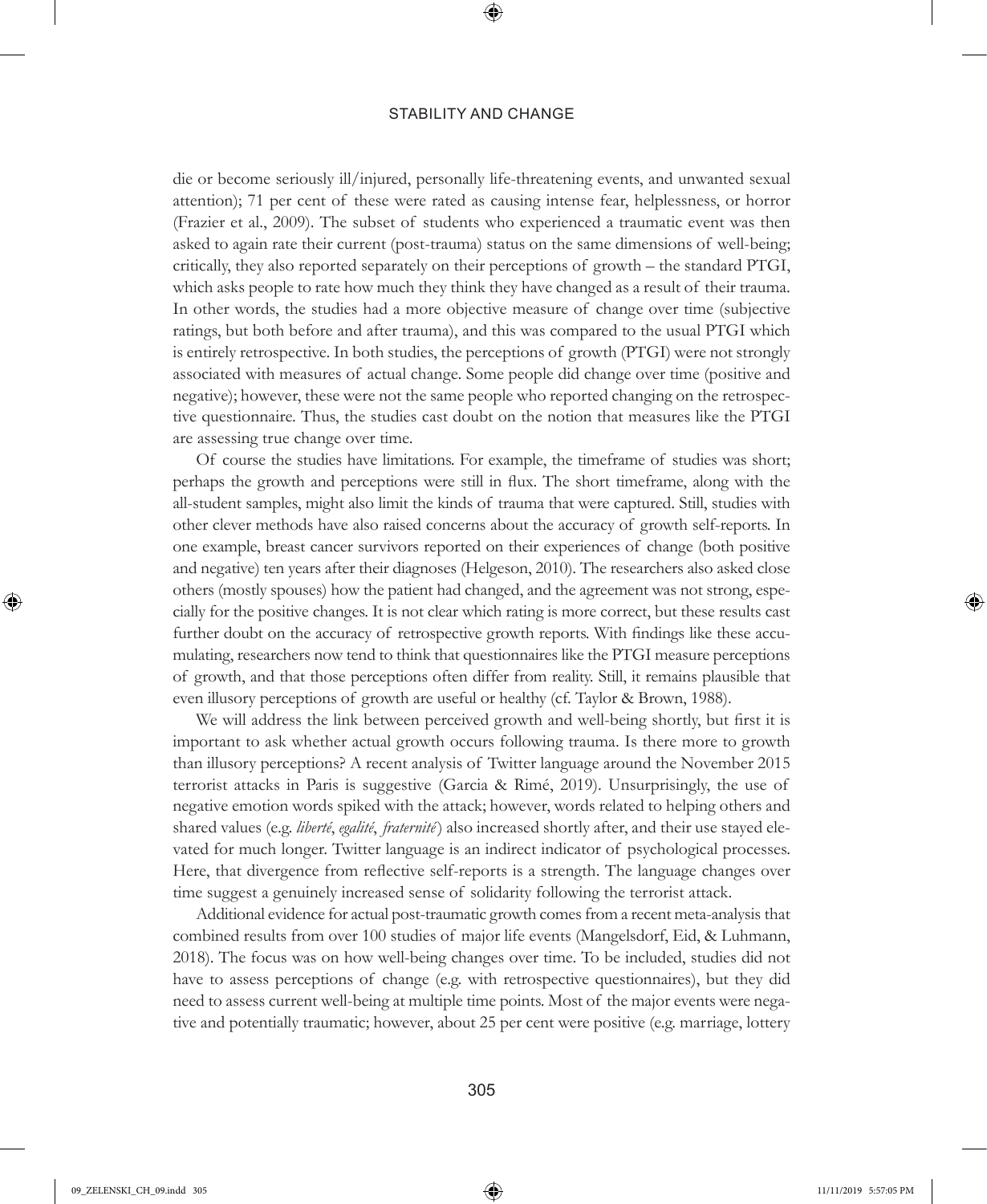die or become seriously ill/injured, personally life-threatening events, and unwanted sexual attention); 71 per cent of these were rated as causing intense fear, helplessness, or horror (Frazier et al., 2009). The subset of students who experienced a traumatic event was then asked to again rate their current (post-trauma) status on the same dimensions of well-being; critically, they also reported separately on their perceptions of growth – the standard PTGI, which asks people to rate how much they think they have changed as a result of their trauma. In other words, the studies had a more objective measure of change over time (subjective ratings, but both before and after trauma), and this was compared to the usual PTGI which is entirely retrospective. In both studies, the perceptions of growth (PTGI) were not strongly associated with measures of actual change. Some people did change over time (positive and negative); however, these were not the same people who reported changing on the retrospective questionnaire. Thus, the studies cast doubt on the notion that measures like the PTGI are assessing true change over time.

Of course the studies have limitations. For example, the timeframe of studies was short; perhaps the growth and perceptions were still in flux. The short timeframe, along with the all-student samples, might also limit the kinds of trauma that were captured. Still, studies with other clever methods have also raised concerns about the accuracy of growth self-reports. In one example, breast cancer survivors reported on their experiences of change (both positive and negative) ten years after their diagnoses (Helgeson, 2010). The researchers also asked close others (mostly spouses) how the patient had changed, and the agreement was not strong, especially for the positive changes. It is not clear which rating is more correct, but these results cast further doubt on the accuracy of retrospective growth reports. With findings like these accumulating, researchers now tend to think that questionnaires like the PTGI measure perceptions of growth, and that those perceptions often differ from reality. Still, it remains plausible that even illusory perceptions of growth are useful or healthy (cf. Taylor & Brown, 1988).

We will address the link between perceived growth and well-being shortly, but first it is important to ask whether actual growth occurs following trauma. Is there more to growth than illusory perceptions? A recent analysis of Twitter language around the November 2015 terrorist attacks in Paris is suggestive (Garcia & Rimé, 2019). Unsurprisingly, the use of negative emotion words spiked with the attack; however, words related to helping others and shared values (e.g. *liberté*, *egalité*, *fraternité*) also increased shortly after, and their use stayed elevated for much longer. Twitter language is an indirect indicator of psychological processes. Here, that divergence from reflective self-reports is a strength. The language changes over time suggest a genuinely increased sense of solidarity following the terrorist attack.

Additional evidence for actual post-traumatic growth comes from a recent meta-analysis that combined results from over 100 studies of major life events (Mangelsdorf, Eid, & Luhmann, 2018). The focus was on how well-being changes over time. To be included, studies did not have to assess perceptions of change (e.g. with retrospective questionnaires), but they did need to assess current well-being at multiple time points. Most of the major events were negative and potentially traumatic; however, about 25 per cent were positive (e.g. marriage, lottery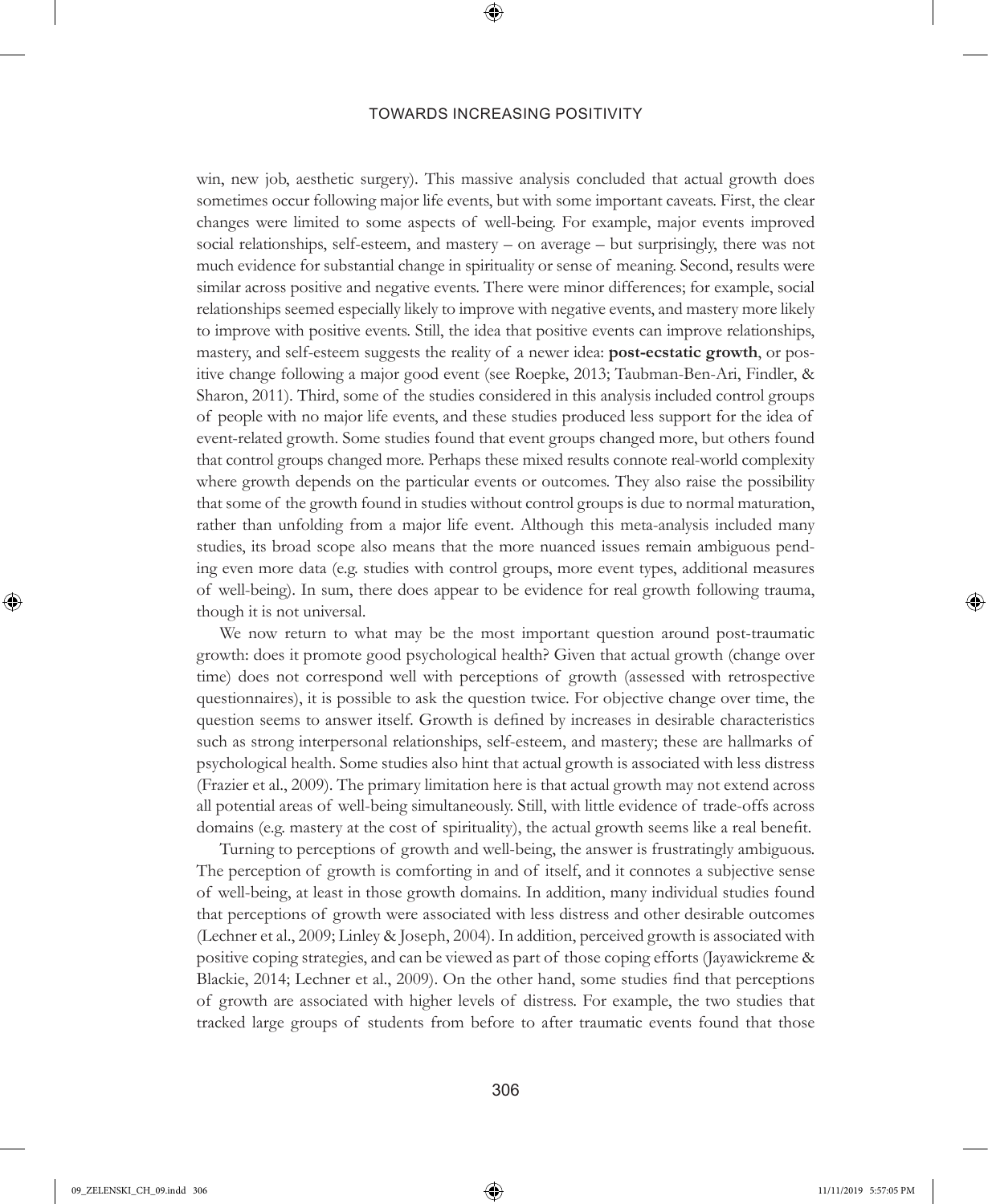win, new job, aesthetic surgery). This massive analysis concluded that actual growth does sometimes occur following major life events, but with some important caveats. First, the clear changes were limited to some aspects of well-being. For example, major events improved social relationships, self-esteem, and mastery – on average – but surprisingly, there was not much evidence for substantial change in spirituality or sense of meaning. Second, results were similar across positive and negative events. There were minor differences; for example, social relationships seemed especially likely to improve with negative events, and mastery more likely to improve with positive events. Still, the idea that positive events can improve relationships, mastery, and self-esteem suggests the reality of a newer idea: **post-ecstatic growth**, or positive change following a major good event (see Roepke, 2013; Taubman-Ben-Ari, Findler, & Sharon, 2011). Third, some of the studies considered in this analysis included control groups of people with no major life events, and these studies produced less support for the idea of event-related growth. Some studies found that event groups changed more, but others found that control groups changed more. Perhaps these mixed results connote real-world complexity where growth depends on the particular events or outcomes. They also raise the possibility that some of the growth found in studies without control groups is due to normal maturation, rather than unfolding from a major life event. Although this meta-analysis included many studies, its broad scope also means that the more nuanced issues remain ambiguous pending even more data (e.g. studies with control groups, more event types, additional measures of well-being). In sum, there does appear to be evidence for real growth following trauma, though it is not universal.

We now return to what may be the most important question around post-traumatic growth: does it promote good psychological health? Given that actual growth (change over time) does not correspond well with perceptions of growth (assessed with retrospective questionnaires), it is possible to ask the question twice. For objective change over time, the question seems to answer itself. Growth is defined by increases in desirable characteristics such as strong interpersonal relationships, self-esteem, and mastery; these are hallmarks of psychological health. Some studies also hint that actual growth is associated with less distress (Frazier et al., 2009). The primary limitation here is that actual growth may not extend across all potential areas of well-being simultaneously. Still, with little evidence of trade-offs across domains (e.g. mastery at the cost of spirituality), the actual growth seems like a real benefit.

Turning to perceptions of growth and well-being, the answer is frustratingly ambiguous. The perception of growth is comforting in and of itself, and it connotes a subjective sense of well-being, at least in those growth domains. In addition, many individual studies found that perceptions of growth were associated with less distress and other desirable outcomes (Lechner et al., 2009; Linley & Joseph, 2004). In addition, perceived growth is associated with positive coping strategies, and can be viewed as part of those coping efforts (Jayawickreme & Blackie, 2014; Lechner et al., 2009). On the other hand, some studies find that perceptions of growth are associated with higher levels of distress. For example, the two studies that tracked large groups of students from before to after traumatic events found that those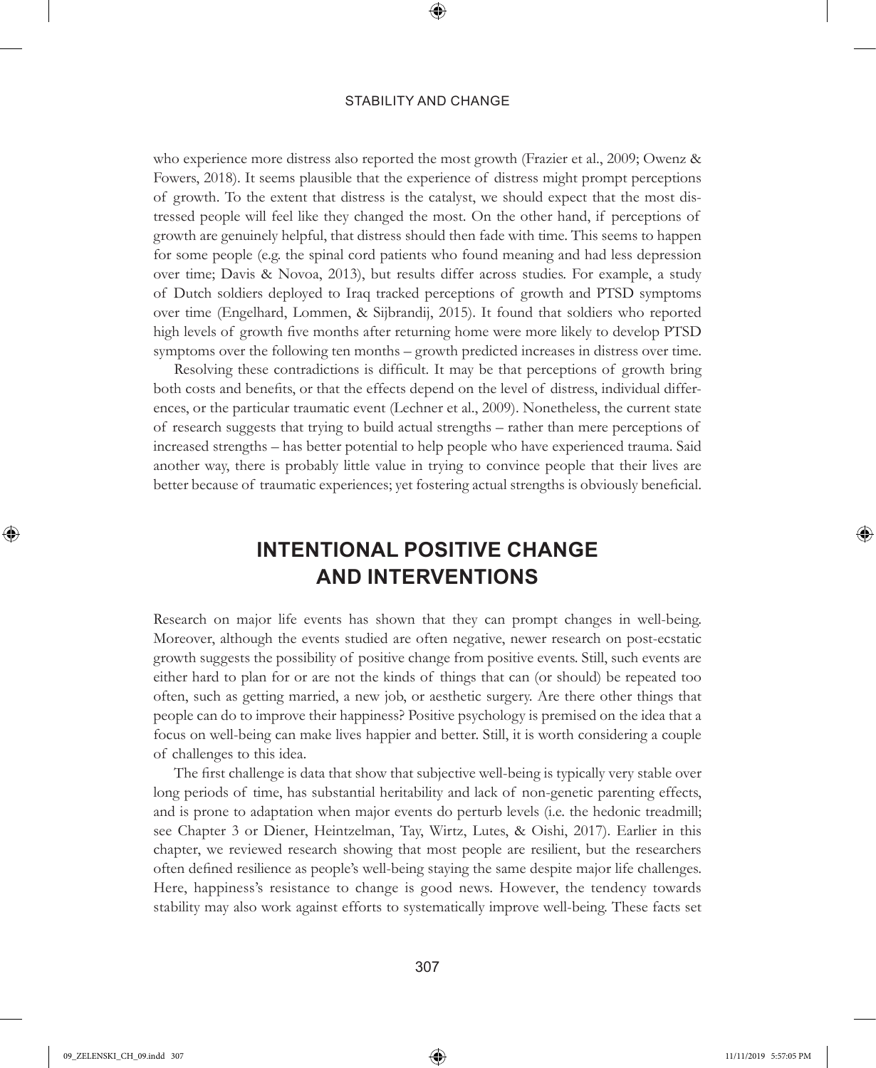who experience more distress also reported the most growth (Frazier et al., 2009; Owenz & Fowers, 2018). It seems plausible that the experience of distress might prompt perceptions of growth. To the extent that distress is the catalyst, we should expect that the most distressed people will feel like they changed the most. On the other hand, if perceptions of growth are genuinely helpful, that distress should then fade with time. This seems to happen for some people (e.g. the spinal cord patients who found meaning and had less depression over time; Davis & Novoa, 2013), but results differ across studies. For example, a study of Dutch soldiers deployed to Iraq tracked perceptions of growth and PTSD symptoms over time (Engelhard, Lommen, & Sijbrandij, 2015). It found that soldiers who reported high levels of growth five months after returning home were more likely to develop PTSD symptoms over the following ten months – growth predicted increases in distress over time.

Resolving these contradictions is difficult. It may be that perceptions of growth bring both costs and benefits, or that the effects depend on the level of distress, individual differences, or the particular traumatic event (Lechner et al., 2009). Nonetheless, the current state of research suggests that trying to build actual strengths – rather than mere perceptions of increased strengths – has better potential to help people who have experienced trauma. Said another way, there is probably little value in trying to convince people that their lives are better because of traumatic experiences; yet fostering actual strengths is obviously beneficial.

## INTENTIONAL POSITIVE CHANGE AND INTERVENTIONS

Research on major life events has shown that they can prompt changes in well-being. Moreover, although the events studied are often negative, newer research on post-ecstatic growth suggests the possibility of positive change from positive events. Still, such events are either hard to plan for or are not the kinds of things that can (or should) be repeated too often, such as getting married, a new job, or aesthetic surgery. Are there other things that people can do to improve their happiness? Positive psychology is premised on the idea that a focus on well-being can make lives happier and better. Still, it is worth considering a couple of challenges to this idea.

The first challenge is data that show that subjective well-being is typically very stable over long periods of time, has substantial heritability and lack of non-genetic parenting effects, and is prone to adaptation when major events do perturb levels (i.e. the hedonic treadmill; see Chapter 3 or Diener, Heintzelman, Tay, Wirtz, Lutes, & Oishi, 2017). Earlier in this chapter, we reviewed research showing that most people are resilient, but the researchers often defined resilience as people's well-being staying the same despite major life challenges. Here, happiness's resistance to change is good news. However, the tendency towards stability may also work against efforts to systematically improve well-being. These facts set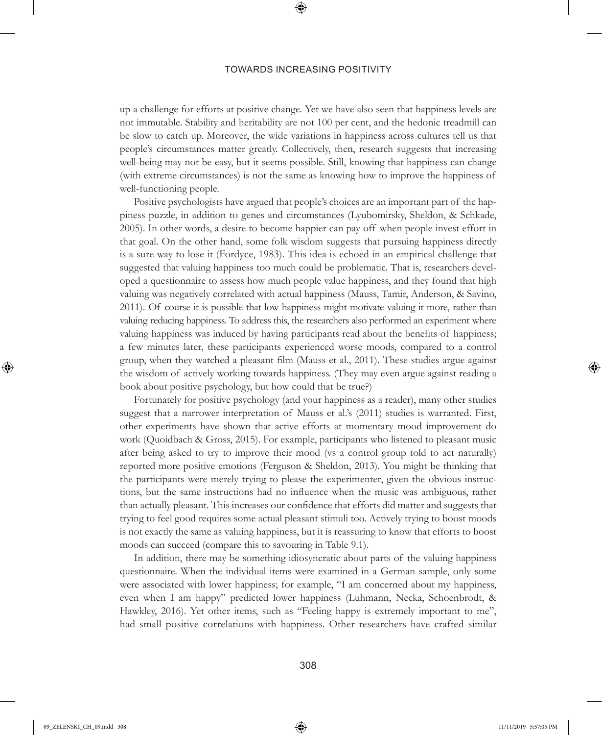up a challenge for efforts at positive change. Yet we have also seen that happiness levels are not immutable. Stability and heritability are not 100 per cent, and the hedonic treadmill can be slow to catch up. Moreover, the wide variations in happiness across cultures tell us that people's circumstances matter greatly. Collectively, then, research suggests that increasing well-being may not be easy, but it seems possible. Still, knowing that happiness can change (with extreme circumstances) is not the same as knowing how to improve the happiness of well-functioning people.

Positive psychologists have argued that people's choices are an important part of the happiness puzzle, in addition to genes and circumstances (Lyubomirsky, Sheldon, & Schkade, 2005). In other words, a desire to become happier can pay off when people invest effort in that goal. On the other hand, some folk wisdom suggests that pursuing happiness directly is a sure way to lose it (Fordyce, 1983). This idea is echoed in an empirical challenge that suggested that valuing happiness too much could be problematic. That is, researchers developed a questionnaire to assess how much people value happiness, and they found that high valuing was negatively correlated with actual happiness (Mauss, Tamir, Anderson, & Savino, 2011). Of course it is possible that low happiness might motivate valuing it more, rather than valuing reducing happiness. To address this, the researchers also performed an experiment where valuing happiness was induced by having participants read about the benefits of happiness; a few minutes later, these participants experienced worse moods, compared to a control group, when they watched a pleasant film (Mauss et al., 2011). These studies argue against the wisdom of actively working towards happiness. (They may even argue against reading a book about positive psychology, but how could that be true?)

Fortunately for positive psychology (and your happiness as a reader), many other studies suggest that a narrower interpretation of Mauss et al.'s (2011) studies is warranted. First, other experiments have shown that active efforts at momentary mood improvement do work (Quoidbach & Gross, 2015). For example, participants who listened to pleasant music after being asked to try to improve their mood (vs a control group told to act naturally) reported more positive emotions (Ferguson & Sheldon, 2013). You might be thinking that the participants were merely trying to please the experimenter, given the obvious instructions, but the same instructions had no influence when the music was ambiguous, rather than actually pleasant. This increases our confidence that efforts did matter and suggests that trying to feel good requires some actual pleasant stimuli too. Actively trying to boost moods is not exactly the same as valuing happiness, but it is reassuring to know that efforts to boost moods can succeed (compare this to savouring in Table 9.1).

In addition, there may be something idiosyncratic about parts of the valuing happiness questionnaire. When the individual items were examined in a German sample, only some were associated with lower happiness; for example, "I am concerned about my happiness, even when I am happy" predicted lower happiness (Luhmann, Necka, Schoenbrodt, & Hawkley, 2016). Yet other items, such as "Feeling happy is extremely important to me", had small positive correlations with happiness. Other researchers have crafted similar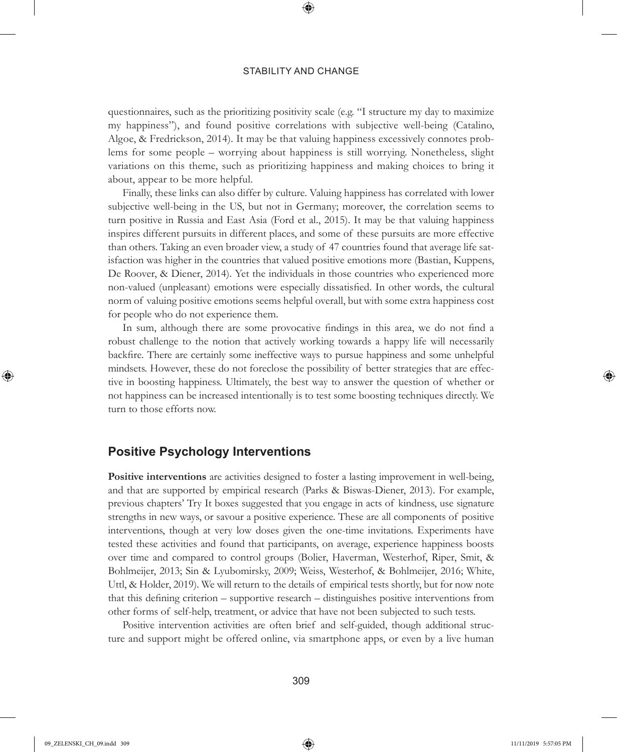questionnaires, such as the prioritizing positivity scale (e.g. "I structure my day to maximize my happiness"), and found positive correlations with subjective well-being (Catalino, Algoe, & Fredrickson, 2014). It may be that valuing happiness excessively connotes problems for some people – worrying about happiness is still worrying. Nonetheless, slight variations on this theme, such as prioritizing happiness and making choices to bring it about, appear to be more helpful.

Finally, these links can also differ by culture. Valuing happiness has correlated with lower subjective well-being in the US, but not in Germany; moreover, the correlation seems to turn positive in Russia and East Asia (Ford et al., 2015). It may be that valuing happiness inspires different pursuits in different places, and some of these pursuits are more effective than others. Taking an even broader view, a study of 47 countries found that average life satisfaction was higher in the countries that valued positive emotions more (Bastian, Kuppens, De Roover, & Diener, 2014). Yet the individuals in those countries who experienced more non-valued (unpleasant) emotions were especially dissatisfied. In other words, the cultural norm of valuing positive emotions seems helpful overall, but with some extra happiness cost for people who do not experience them.

In sum, although there are some provocative findings in this area, we do not find a robust challenge to the notion that actively working towards a happy life will necessarily backfire. There are certainly some ineffective ways to pursue happiness and some unhelpful mindsets. However, these do not foreclose the possibility of better strategies that are effective in boosting happiness. Ultimately, the best way to answer the question of whether or not happiness can be increased intentionally is to test some boosting techniques directly. We turn to those efforts now.

## Positive Psychology Interventions

**Positive interventions** are activities designed to foster a lasting improvement in well-being, and that are supported by empirical research (Parks & Biswas-Diener, 2013). For example, previous chapters' Try It boxes suggested that you engage in acts of kindness, use signature strengths in new ways, or savour a positive experience. These are all components of positive interventions, though at very low doses given the one-time invitations. Experiments have tested these activities and found that participants, on average, experience happiness boosts over time and compared to control groups (Bolier, Haverman, Westerhof, Riper, Smit, & Bohlmeijer, 2013; Sin & Lyubomirsky, 2009; Weiss, Westerhof, & Bohlmeijer, 2016; White, Uttl, & Holder, 2019). We will return to the details of empirical tests shortly, but for now note that this defining criterion – supportive research – distinguishes positive interventions from other forms of self-help, treatment, or advice that have not been subjected to such tests.

Positive intervention activities are often brief and self-guided, though additional structure and support might be offered online, via smartphone apps, or even by a live human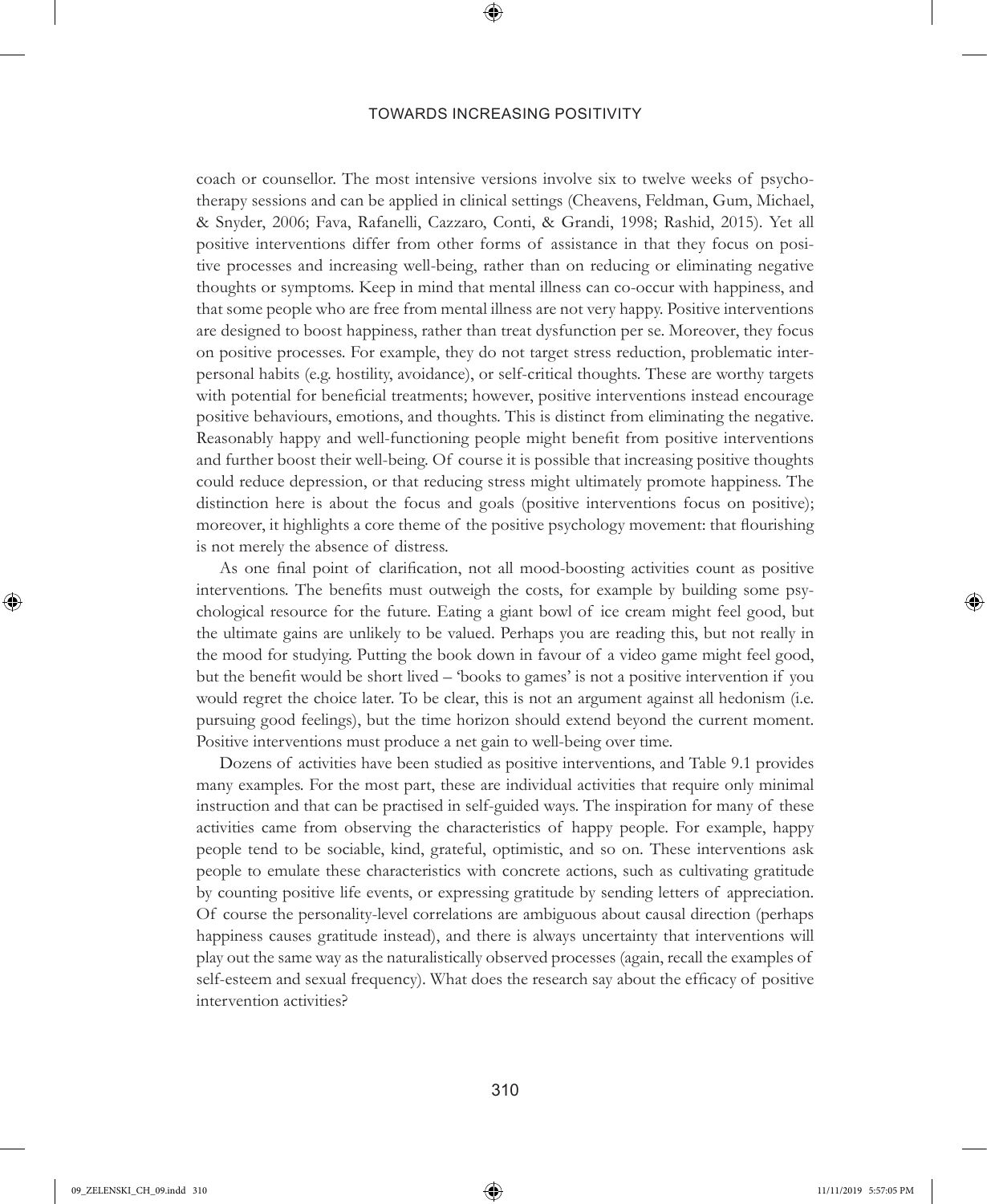coach or counsellor. The most intensive versions involve six to twelve weeks of psychotherapy sessions and can be applied in clinical settings (Cheavens, Feldman, Gum, Michael, & Snyder, 2006; Fava, Rafanelli, Cazzaro, Conti, & Grandi, 1998; Rashid, 2015). Yet all positive interventions differ from other forms of assistance in that they focus on positive processes and increasing well-being, rather than on reducing or eliminating negative thoughts or symptoms. Keep in mind that mental illness can co-occur with happiness, and that some people who are free from mental illness are not very happy. Positive interventions are designed to boost happiness, rather than treat dysfunction per se. Moreover, they focus on positive processes. For example, they do not target stress reduction, problematic interpersonal habits (e.g. hostility, avoidance), or self-critical thoughts. These are worthy targets with potential for beneficial treatments; however, positive interventions instead encourage positive behaviours, emotions, and thoughts. This is distinct from eliminating the negative. Reasonably happy and well-functioning people might benefit from positive interventions and further boost their well-being. Of course it is possible that increasing positive thoughts could reduce depression, or that reducing stress might ultimately promote happiness. The distinction here is about the focus and goals (positive interventions focus on positive); moreover, it highlights a core theme of the positive psychology movement: that flourishing is not merely the absence of distress.

As one final point of clarification, not all mood-boosting activities count as positive interventions. The benefits must outweigh the costs, for example by building some psychological resource for the future. Eating a giant bowl of ice cream might feel good, but the ultimate gains are unlikely to be valued. Perhaps you are reading this, but not really in the mood for studying. Putting the book down in favour of a video game might feel good, but the benefit would be short lived – 'books to games' is not a positive intervention if you would regret the choice later. To be clear, this is not an argument against all hedonism (i.e. pursuing good feelings), but the time horizon should extend beyond the current moment. Positive interventions must produce a net gain to well-being over time.

Dozens of activities have been studied as positive interventions, and Table 9.1 provides many examples. For the most part, these are individual activities that require only minimal instruction and that can be practised in self-guided ways. The inspiration for many of these activities came from observing the characteristics of happy people. For example, happy people tend to be sociable, kind, grateful, optimistic, and so on. These interventions ask people to emulate these characteristics with concrete actions, such as cultivating gratitude by counting positive life events, or expressing gratitude by sending letters of appreciation. Of course the personality-level correlations are ambiguous about causal direction (perhaps happiness causes gratitude instead), and there is always uncertainty that interventions will play out the same way as the naturalistically observed processes (again, recall the examples of self-esteem and sexual frequency). What does the research say about the efficacy of positive intervention activities?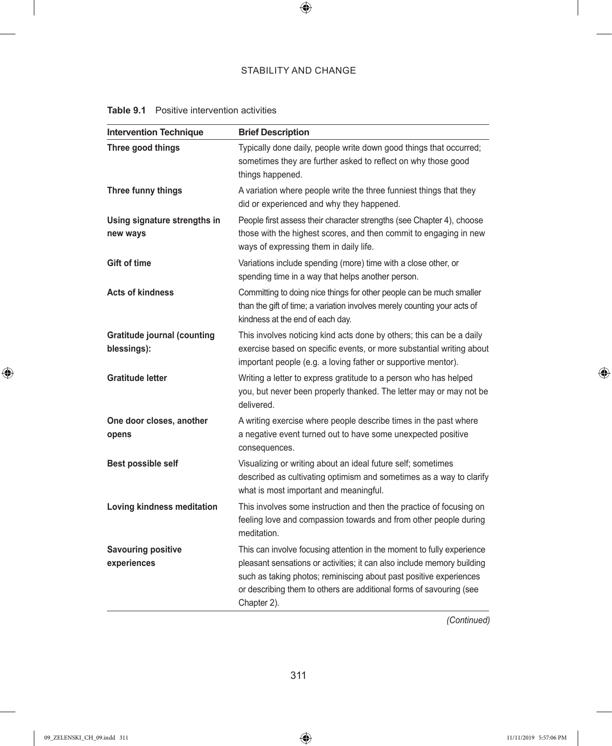**Table 9.1** Positive intervention activities

| Intervention Technique | Brief Description |
|---|---|
| **Three good things** | Typically done daily, people write down good things that occurred; sometimes they are further asked to reflect on why those good things happened. |
| **Three funny things** | A variation where people write the three funniest things that they did or experienced and why they happened. |
| **Using signature strengths in new ways** | People first assess their character strengths (see Chapter 4), choose those with the highest scores, and then commit to engaging in new ways of expressing them in daily life. |
| **Gift of time** | Variations include spending (more) time with a close other, or spending time in a way that helps another person. |
| **Acts of kindness** | Committing to doing nice things for other people can be much smaller than the gift of time; a variation involves merely counting your acts of kindness at the end of each day. |
| **Gratitude journal (counting blessings):** | This involves noticing kind acts done by others; this can be a daily exercise based on specific events, or more substantial writing about important people (e.g. a loving father or supportive mentor). |
| **Gratitude letter** | Writing a letter to express gratitude to a person who has helped you, but never been properly thanked. The letter may or may not be delivered. |
| **One door closes, another opens** | A writing exercise where people describe times in the past where a negative event turned out to have some unexpected positive consequences. |
| **Best possible self** | Visualizing or writing about an ideal future self; sometimes described as cultivating optimism and sometimes as a way to clarify what is most important and meaningful. |
| **Loving kindness meditation** | This involves some instruction and then the practice of focusing on feeling love and compassion towards and from other people during meditation. |
| **Savouring positive experiences** | This can involve focusing attention in the moment to fully experience pleasant sensations or activities; it can also include memory building such as taking photos; reminiscing about past positive experiences or describing them to others are additional forms of savouring (see Chapter 2). |

*(Continued)*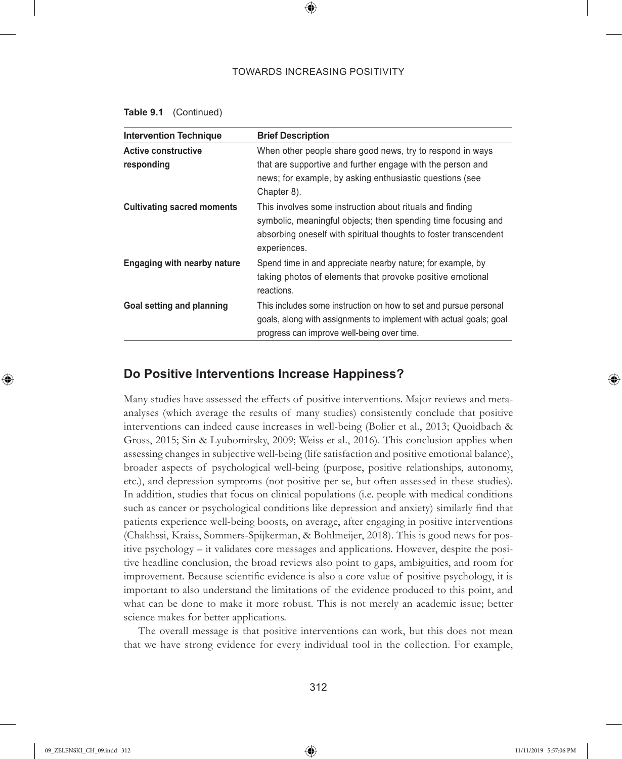**Table 9.1** (Continued)

| Intervention Technique | Brief Description |
|---|---|
| **Active constructive responding** | When other people share good news, try to respond in ways that are supportive and further engage with the person and news; for example, by asking enthusiastic questions (see Chapter 8). |
| **Cultivating sacred moments** | This involves some instruction about rituals and finding symbolic, meaningful objects; then spending time focusing and absorbing oneself with spiritual thoughts to foster transcendent experiences. |
| **Engaging with nearby nature** | Spend time in and appreciate nearby nature; for example, by taking photos of elements that provoke positive emotional reactions. |
| **Goal setting and planning** | This includes some instruction on how to set and pursue personal goals, along with assignments to implement with actual goals; goal progress can improve well-being over time. |

## Do Positive Interventions Increase Happiness?

Many studies have assessed the effects of positive interventions. Major reviews and meta-analyses (which average the results of many studies) consistently conclude that positive interventions can indeed cause increases in well-being (Bolier et al., 2013; Quoidbach & Gross, 2015; Sin & Lyubomirsky, 2009; Weiss et al., 2016). This conclusion applies when assessing changes in subjective well-being (life satisfaction and positive emotional balance), broader aspects of psychological well-being (purpose, positive relationships, autonomy, etc.), and depression symptoms (not positive per se, but often assessed in these studies). In addition, studies that focus on clinical populations (i.e. people with medical conditions such as cancer or psychological conditions like depression and anxiety) similarly find that patients experience well-being boosts, on average, after engaging in positive interventions (Chakhssi, Kraiss, Sommers-Spijkerman, & Bohlmeijer, 2018). This is good news for positive psychology – it validates core messages and applications. However, despite the positive headline conclusion, the broad reviews also point to gaps, ambiguities, and room for improvement. Because scientific evidence is also a core value of positive psychology, it is important to also understand the limitations of the evidence produced to this point, and what can be done to make it more robust. This is not merely an academic issue; better science makes for better applications.

The overall message is that positive interventions can work, but this does not mean that we have strong evidence for every individual tool in the collection. For example,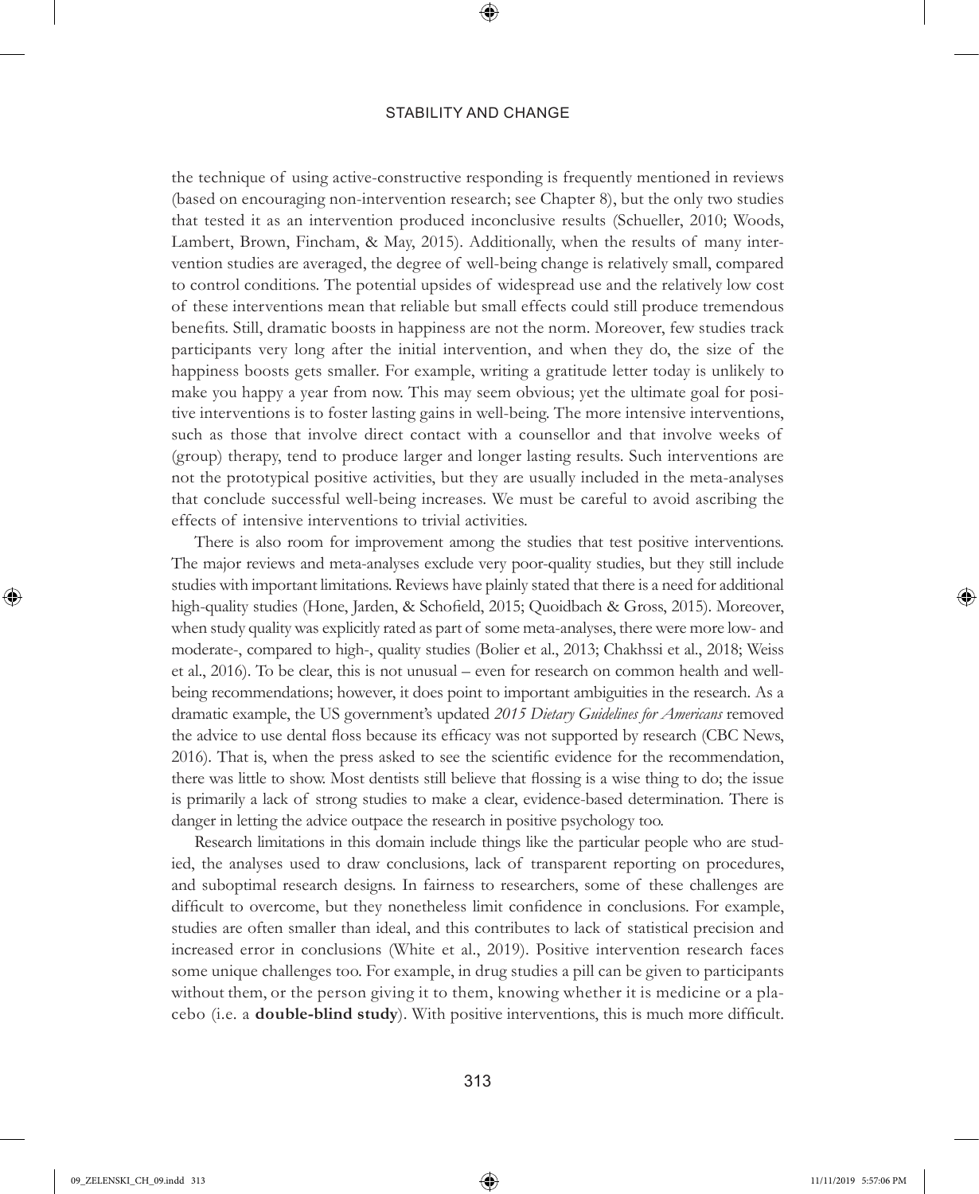the technique of using active-constructive responding is frequently mentioned in reviews (based on encouraging non-intervention research; see Chapter 8), but the only two studies that tested it as an intervention produced inconclusive results (Schueller, 2010; Woods, Lambert, Brown, Fincham, & May, 2015). Additionally, when the results of many intervention studies are averaged, the degree of well-being change is relatively small, compared to control conditions. The potential upsides of widespread use and the relatively low cost of these interventions mean that reliable but small effects could still produce tremendous benefits. Still, dramatic boosts in happiness are not the norm. Moreover, few studies track participants very long after the initial intervention, and when they do, the size of the happiness boosts gets smaller. For example, writing a gratitude letter today is unlikely to make you happy a year from now. This may seem obvious; yet the ultimate goal for positive interventions is to foster lasting gains in well-being. The more intensive interventions, such as those that involve direct contact with a counsellor and that involve weeks of (group) therapy, tend to produce larger and longer lasting results. Such interventions are not the prototypical positive activities, but they are usually included in the meta-analyses that conclude successful well-being increases. We must be careful to avoid ascribing the effects of intensive interventions to trivial activities.

There is also room for improvement among the studies that test positive interventions. The major reviews and meta-analyses exclude very poor-quality studies, but they still include studies with important limitations. Reviews have plainly stated that there is a need for additional high-quality studies (Hone, Jarden, & Schofield, 2015; Quoidbach & Gross, 2015). Moreover, when study quality was explicitly rated as part of some meta-analyses, there were more low- and moderate-, compared to high-, quality studies (Bolier et al., 2013; Chakhssi et al., 2018; Weiss et al., 2016). To be clear, this is not unusual – even for research on common health and well-being recommendations; however, it does point to important ambiguities in the research. As a dramatic example, the US government's updated *2015 Dietary Guidelines for Americans* removed the advice to use dental floss because its efficacy was not supported by research (CBC News, 2016). That is, when the press asked to see the scientific evidence for the recommendation, there was little to show. Most dentists still believe that flossing is a wise thing to do; the issue is primarily a lack of strong studies to make a clear, evidence-based determination. There is danger in letting the advice outpace the research in positive psychology too.

Research limitations in this domain include things like the particular people who are studied, the analyses used to draw conclusions, lack of transparent reporting on procedures, and suboptimal research designs. In fairness to researchers, some of these challenges are difficult to overcome, but they nonetheless limit confidence in conclusions. For example, studies are often smaller than ideal, and this contributes to lack of statistical precision and increased error in conclusions (White et al., 2019). Positive intervention research faces some unique challenges too. For example, in drug studies a pill can be given to participants without them, or the person giving it to them, knowing whether it is medicine or a placebo (i.e. a **double-blind study**). With positive interventions, this is much more difficult.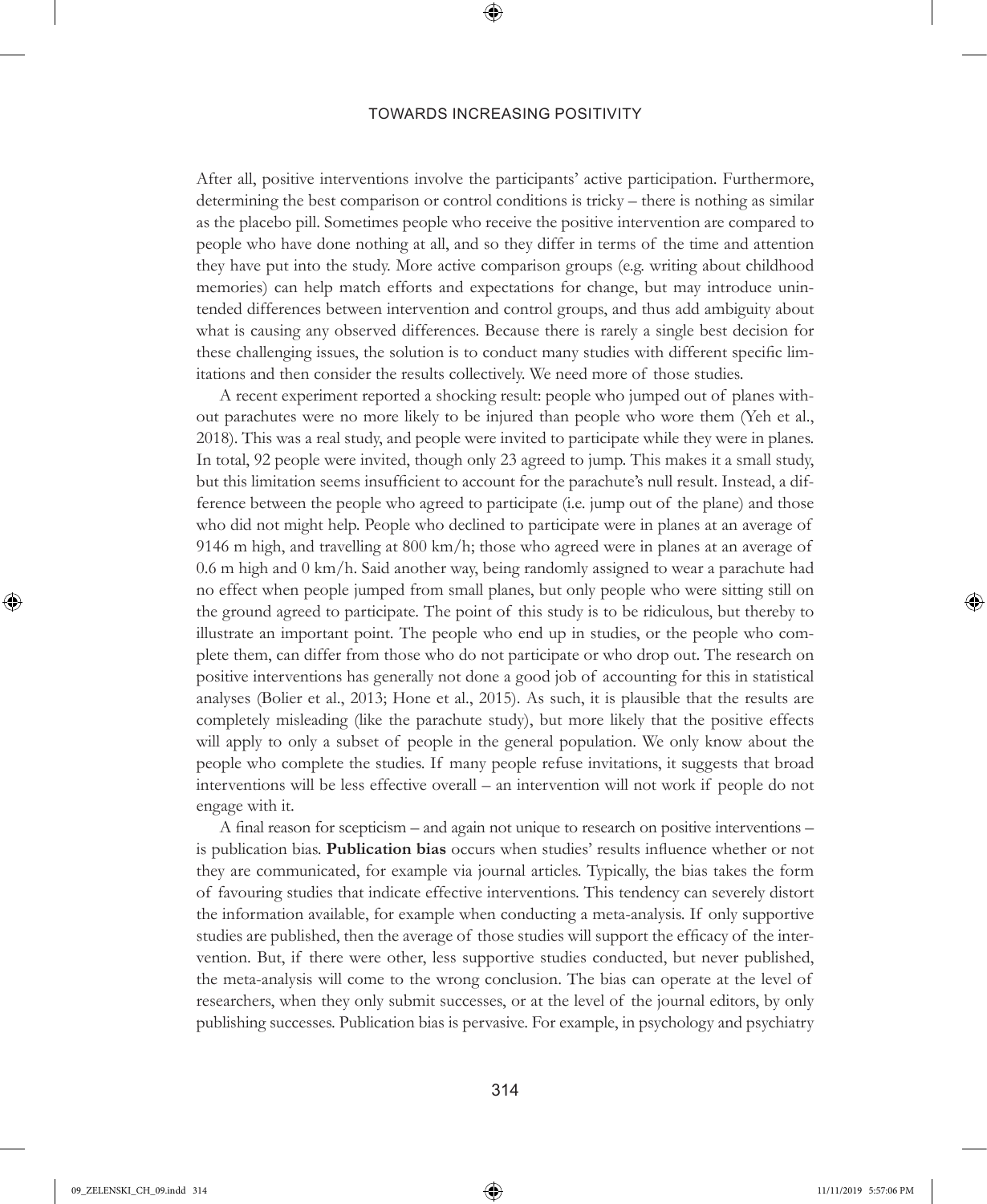After all, positive interventions involve the participants' active participation. Furthermore, determining the best comparison or control conditions is tricky – there is nothing as similar as the placebo pill. Sometimes people who receive the positive intervention are compared to people who have done nothing at all, and so they differ in terms of the time and attention they have put into the study. More active comparison groups (e.g. writing about childhood memories) can help match efforts and expectations for change, but may introduce unintended differences between intervention and control groups, and thus add ambiguity about what is causing any observed differences. Because there is rarely a single best decision for these challenging issues, the solution is to conduct many studies with different specific limitations and then consider the results collectively. We need more of those studies.

A recent experiment reported a shocking result: people who jumped out of planes without parachutes were no more likely to be injured than people who wore them (Yeh et al., 2018). This was a real study, and people were invited to participate while they were in planes. In total, 92 people were invited, though only 23 agreed to jump. This makes it a small study, but this limitation seems insufficient to account for the parachute's null result. Instead, a difference between the people who agreed to participate (i.e. jump out of the plane) and those who did not might help. People who declined to participate were in planes at an average of 9146 m high, and travelling at 800 km/h; those who agreed were in planes at an average of 0.6 m high and 0 km/h. Said another way, being randomly assigned to wear a parachute had no effect when people jumped from small planes, but only people who were sitting still on the ground agreed to participate. The point of this study is to be ridiculous, but thereby to illustrate an important point. The people who end up in studies, or the people who complete them, can differ from those who do not participate or who drop out. The research on positive interventions has generally not done a good job of accounting for this in statistical analyses (Bolier et al., 2013; Hone et al., 2015). As such, it is plausible that the results are completely misleading (like the parachute study), but more likely that the positive effects will apply to only a subset of people in the general population. We only know about the people who complete the studies. If many people refuse invitations, it suggests that broad interventions will be less effective overall – an intervention will not work if people do not engage with it.

A final reason for scepticism – and again not unique to research on positive interventions – is publication bias. **Publication bias** occurs when studies' results influence whether or not they are communicated, for example via journal articles. Typically, the bias takes the form of favouring studies that indicate effective interventions. This tendency can severely distort the information available, for example when conducting a meta-analysis. If only supportive studies are published, then the average of those studies will support the efficacy of the intervention. But, if there were other, less supportive studies conducted, but never published, the meta-analysis will come to the wrong conclusion. The bias can operate at the level of researchers, when they only submit successes, or at the level of the journal editors, by only publishing successes. Publication bias is pervasive. For example, in psychology and psychiatry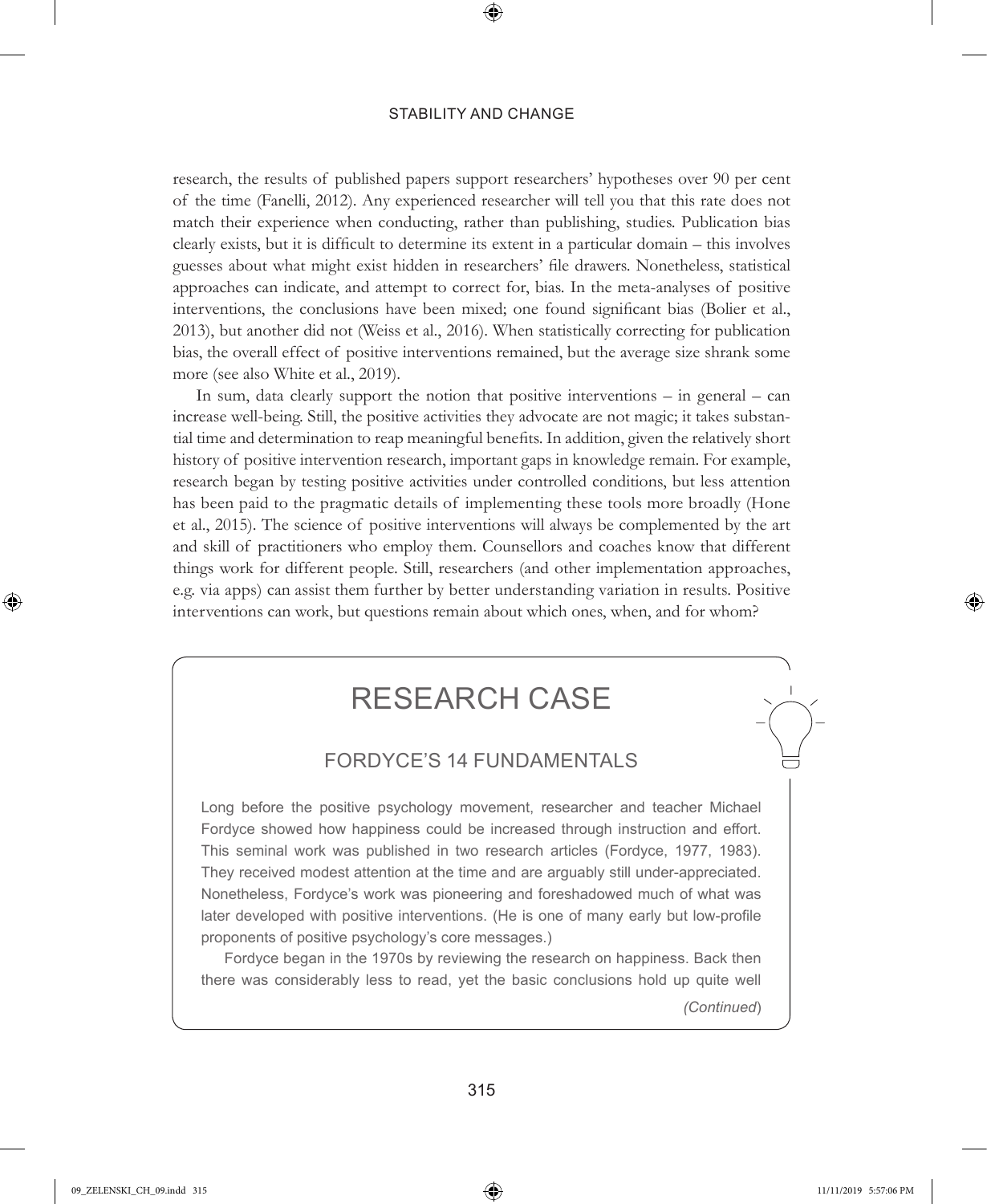research, the results of published papers support researchers' hypotheses over 90 per cent of the time (Fanelli, 2012). Any experienced researcher will tell you that this rate does not match their experience when conducting, rather than publishing, studies. Publication bias clearly exists, but it is difficult to determine its extent in a particular domain – this involves guesses about what might exist hidden in researchers' file drawers. Nonetheless, statistical approaches can indicate, and attempt to correct for, bias. In the meta-analyses of positive interventions, the conclusions have been mixed; one found significant bias (Bolier et al., 2013), but another did not (Weiss et al., 2016). When statistically correcting for publication bias, the overall effect of positive interventions remained, but the average size shrank some more (see also White et al., 2019).

In sum, data clearly support the notion that positive interventions – in general – can increase well-being. Still, the positive activities they advocate are not magic; it takes substantial time and determination to reap meaningful benefits. In addition, given the relatively short history of positive intervention research, important gaps in knowledge remain. For example, research began by testing positive activities under controlled conditions, but less attention has been paid to the pragmatic details of implementing these tools more broadly (Hone et al., 2015). The science of positive interventions will always be complemented by the art and skill of practitioners who employ them. Counsellors and coaches know that different things work for different people. Still, researchers (and other implementation approaches, e.g. via apps) can assist them further by better understanding variation in results. Positive interventions can work, but questions remain about which ones, when, and for whom?

## RESEARCH CASE

### FORDYCE'S 14 FUNDAMENTALS

Long before the positive psychology movement, researcher and teacher Michael Fordyce showed how happiness could be increased through instruction and effort. This seminal work was published in two research articles (Fordyce, 1977, 1983). They received modest attention at the time and are arguably still under-appreciated. Nonetheless, Fordyce's work was pioneering and foreshadowed much of what was later developed with positive interventions. (He is one of many early but low-profile proponents of positive psychology's core messages.)

Fordyce began in the 1970s by reviewing the research on happiness. Back then there was considerably less to read, yet the basic conclusions hold up quite well

*(Continued)*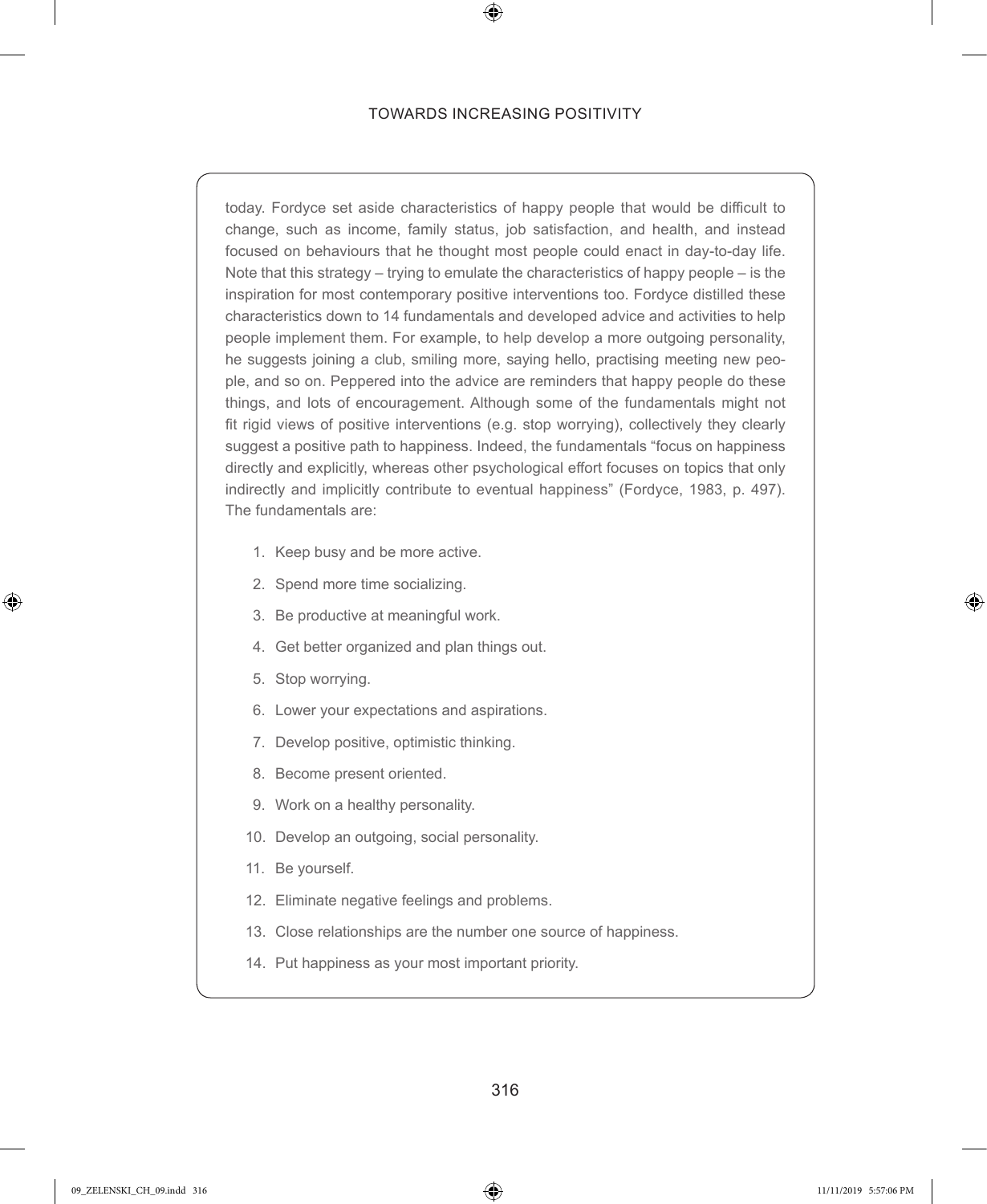today. Fordyce set aside characteristics of happy people that would be difficult to change, such as income, family status, job satisfaction, and health, and instead focused on behaviours that he thought most people could enact in day-to-day life. Note that this strategy – trying to emulate the characteristics of happy people – is the inspiration for most contemporary positive interventions too. Fordyce distilled these characteristics down to 14 fundamentals and developed advice and activities to help people implement them. For example, to help develop a more outgoing personality, he suggests joining a club, smiling more, saying hello, practising meeting new people, and so on. Peppered into the advice are reminders that happy people do these things, and lots of encouragement. Although some of the fundamentals might not fit rigid views of positive interventions (e.g. stop worrying), collectively they clearly suggest a positive path to happiness. Indeed, the fundamentals "focus on happiness directly and explicitly, whereas other psychological effort focuses on topics that only indirectly and implicitly contribute to eventual happiness" (Fordyce, 1983, p. 497). The fundamentals are:

1. Keep busy and be more active.
2. Spend more time socializing.
3. Be productive at meaningful work.
4. Get better organized and plan things out.
5. Stop worrying.
6. Lower your expectations and aspirations.
7. Develop positive, optimistic thinking.
8. Become present oriented.
9. Work on a healthy personality.
10. Develop an outgoing, social personality.
11. Be yourself.
12. Eliminate negative feelings and problems.
13. Close relationships are the number one source of happiness.
14. Put happiness as your most important priority.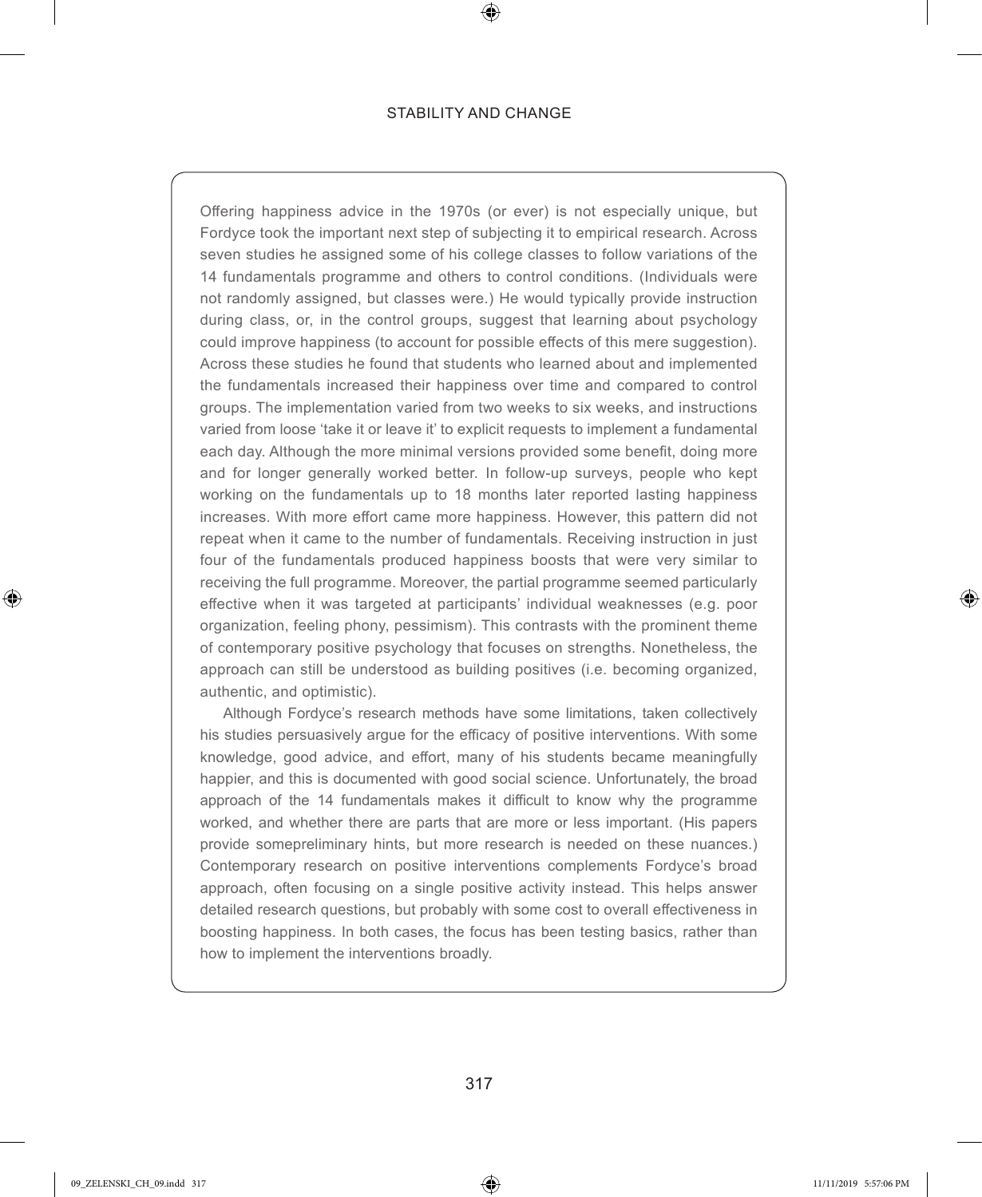Offering happiness advice in the 1970s (or ever) is not especially unique, but Fordyce took the important next step of subjecting it to empirical research. Across seven studies he assigned some of his college classes to follow variations of the 14 fundamentals programme and others to control conditions. (Individuals were not randomly assigned, but classes were.) He would typically provide instruction during class, or, in the control groups, suggest that learning about psychology could improve happiness (to account for possible effects of this mere suggestion). Across these studies he found that students who learned about and implemented the fundamentals increased their happiness over time and compared to control groups. The implementation varied from two weeks to six weeks, and instructions varied from loose 'take it or leave it' to explicit requests to implement a fundamental each day. Although the more minimal versions provided some benefit, doing more and for longer generally worked better. In follow-up surveys, people who kept working on the fundamentals up to 18 months later reported lasting happiness increases. With more effort came more happiness. However, this pattern did not repeat when it came to the number of fundamentals. Receiving instruction in just four of the fundamentals produced happiness boosts that were very similar to receiving the full programme. Moreover, the partial programme seemed particularly effective when it was targeted at participants' individual weaknesses (e.g. poor organization, feeling phony, pessimism). This contrasts with the prominent theme of contemporary positive psychology that focuses on strengths. Nonetheless, the approach can still be understood as building positives (i.e. becoming organized, authentic, and optimistic).

Although Fordyce's research methods have some limitations, taken collectively his studies persuasively argue for the efficacy of positive interventions. With some knowledge, good advice, and effort, many of his students became meaningfully happier, and this is documented with good social science. Unfortunately, the broad approach of the 14 fundamentals makes it difficult to know why the programme worked, and whether there are parts that are more or less important. (His papers provide somepreliminary hints, but more research is needed on these nuances.) Contemporary research on positive interventions complements Fordyce's broad approach, often focusing on a single positive activity instead. This helps answer detailed research questions, but probably with some cost to overall effectiveness in boosting happiness. In both cases, the focus has been testing basics, rather than how to implement the interventions broadly.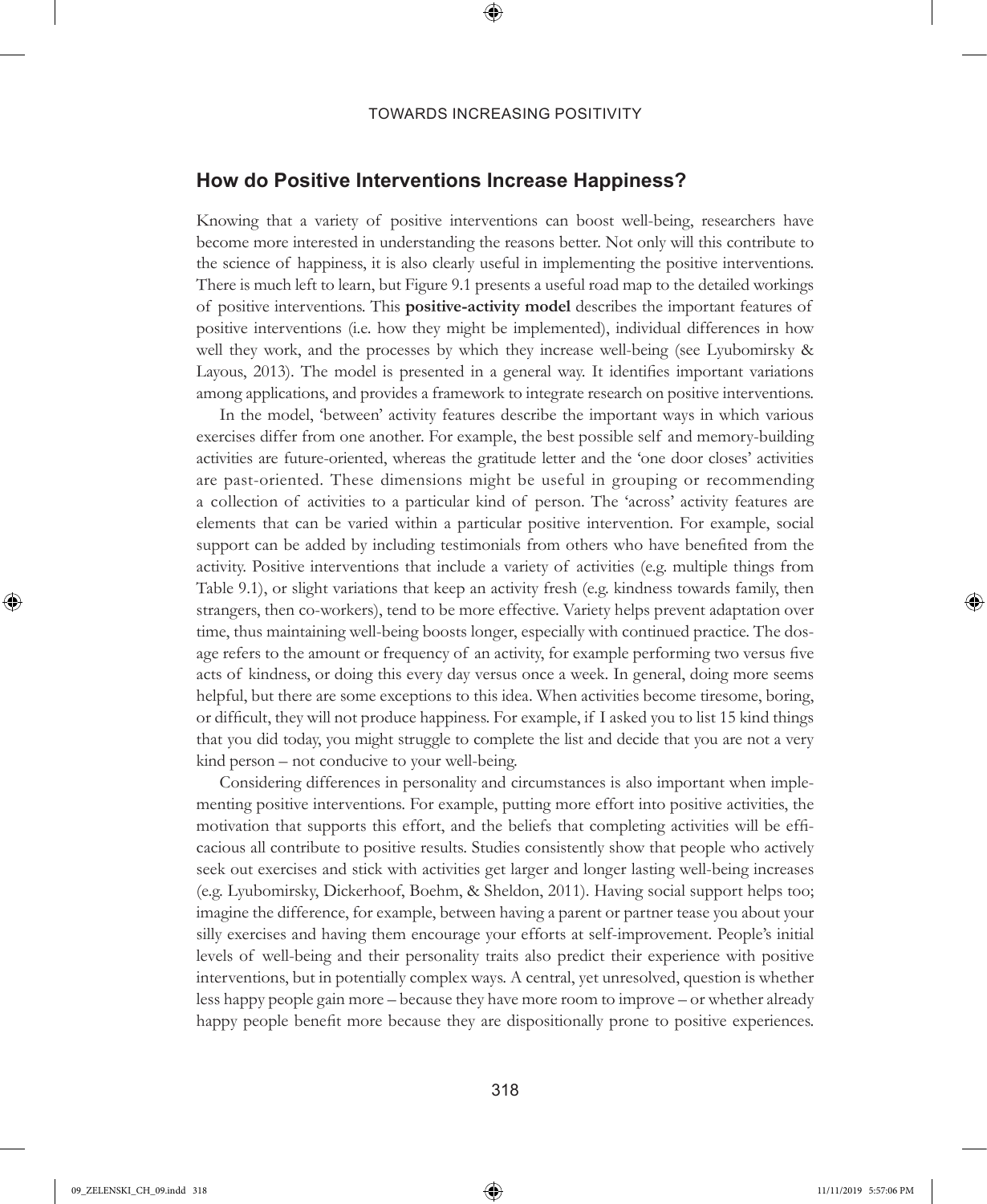## How do Positive Interventions Increase Happiness?

Knowing that a variety of positive interventions can boost well-being, researchers have become more interested in understanding the reasons better. Not only will this contribute to the science of happiness, it is also clearly useful in implementing the positive interventions. There is much left to learn, but Figure 9.1 presents a useful road map to the detailed workings of positive interventions. This **positive-activity model** describes the important features of positive interventions (i.e. how they might be implemented), individual differences in how well they work, and the processes by which they increase well-being (see Lyubomirsky & Layous, 2013). The model is presented in a general way. It identifies important variations among applications, and provides a framework to integrate research on positive interventions.

In the model, 'between' activity features describe the important ways in which various exercises differ from one another. For example, the best possible self and memory-building activities are future-oriented, whereas the gratitude letter and the 'one door closes' activities are past-oriented. These dimensions might be useful in grouping or recommending a collection of activities to a particular kind of person. The 'across' activity features are elements that can be varied within a particular positive intervention. For example, social support can be added by including testimonials from others who have benefited from the activity. Positive interventions that include a variety of activities (e.g. multiple things from Table 9.1), or slight variations that keep an activity fresh (e.g. kindness towards family, then strangers, then co-workers), tend to be more effective. Variety helps prevent adaptation over time, thus maintaining well-being boosts longer, especially with continued practice. The dosage refers to the amount or frequency of an activity, for example performing two versus five acts of kindness, or doing this every day versus once a week. In general, doing more seems helpful, but there are some exceptions to this idea. When activities become tiresome, boring, or difficult, they will not produce happiness. For example, if I asked you to list 15 kind things that you did today, you might struggle to complete the list and decide that you are not a very kind person – not conducive to your well-being.

Considering differences in personality and circumstances is also important when implementing positive interventions. For example, putting more effort into positive activities, the motivation that supports this effort, and the beliefs that completing activities will be efficacious all contribute to positive results. Studies consistently show that people who actively seek out exercises and stick with activities get larger and longer lasting well-being increases (e.g. Lyubomirsky, Dickerhoof, Boehm, & Sheldon, 2011). Having social support helps too; imagine the difference, for example, between having a parent or partner tease you about your silly exercises and having them encourage your efforts at self-improvement. People's initial levels of well-being and their personality traits also predict their experience with positive interventions, but in potentially complex ways. A central, yet unresolved, question is whether less happy people gain more – because they have more room to improve – or whether already happy people benefit more because they are dispositionally prone to positive experiences.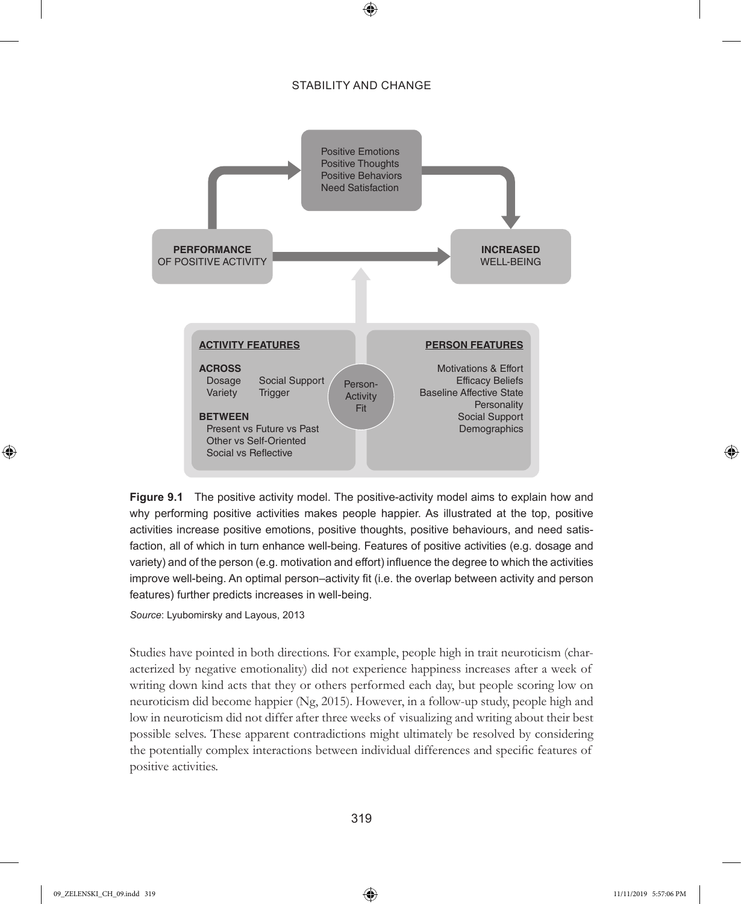**Figure 9.1** The positive activity model. The positive-activity model aims to explain how and why performing positive activities makes people happier. As illustrated at the top, positive activities increase positive emotions, positive thoughts, positive behaviours, and need satisfaction, all of which in turn enhance well-being. Features of positive activities (e.g. dosage and variety) and of the person (e.g. motivation and effort) influence the degree to which the activities improve well-being. An optimal person–activity fit (i.e. the overlap between activity and person features) further predicts increases in well-being.

*Source*: Lyubomirsky and Layous, 2013

Studies have pointed in both directions. For example, people high in trait neuroticism (characterized by negative emotionality) did not experience happiness increases after a week of writing down kind acts that they or others performed each day, but people scoring low on neuroticism did become happier (Ng, 2015). However, in a follow-up study, people high and low in neuroticism did not differ after three weeks of visualizing and writing about their best possible selves. These apparent contradictions might ultimately be resolved by considering the potentially complex interactions between individual differences and specific features of positive activities.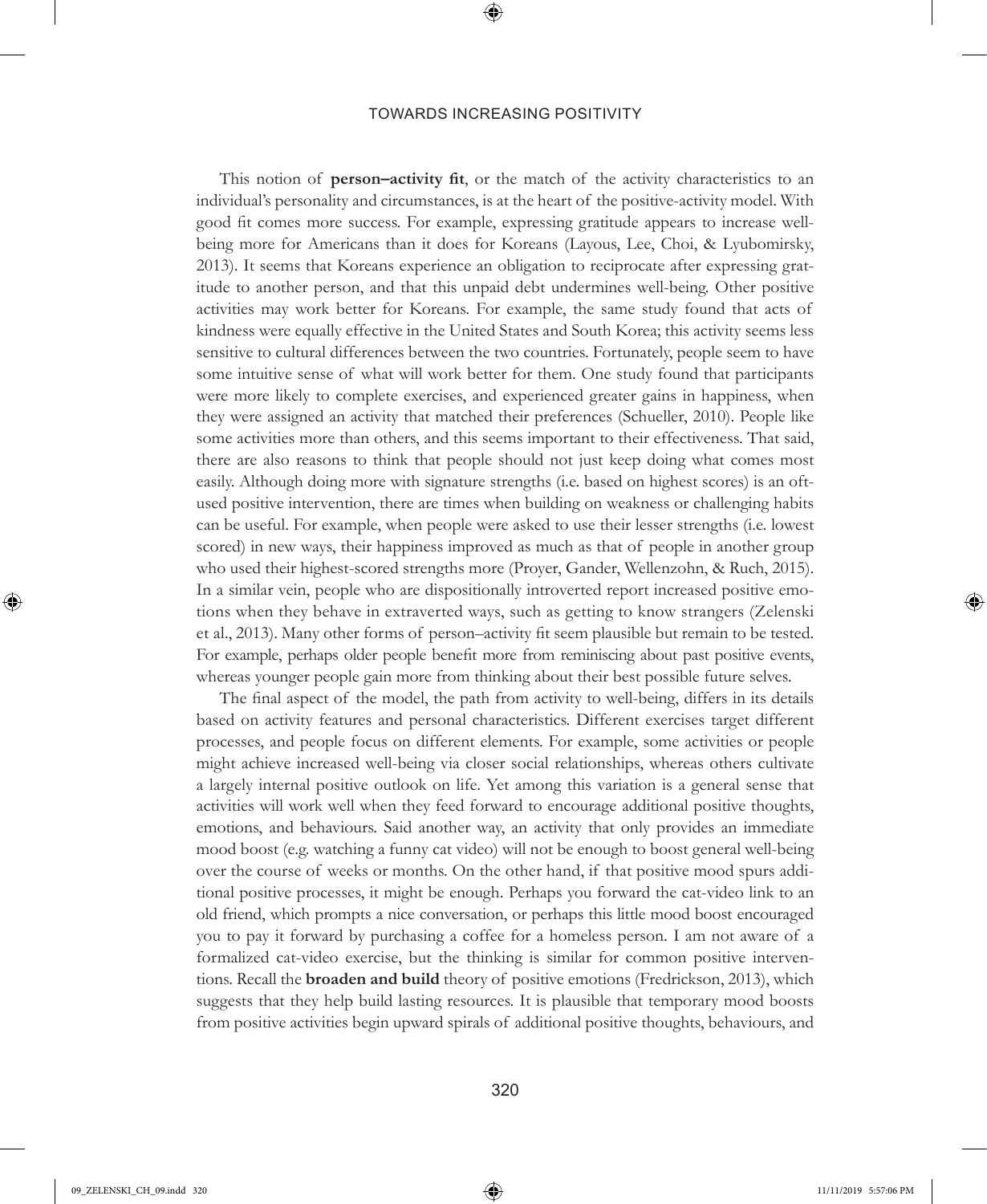This notion of **person–activity fit**, or the match of the activity characteristics to an individual's personality and circumstances, is at the heart of the positive-activity model. With good fit comes more success. For example, expressing gratitude appears to increase well-being more for Americans than it does for Koreans (Layous, Lee, Choi, & Lyubomirsky, 2013). It seems that Koreans experience an obligation to reciprocate after expressing gratitude to another person, and that this unpaid debt undermines well-being. Other positive activities may work better for Koreans. For example, the same study found that acts of kindness were equally effective in the United States and South Korea; this activity seems less sensitive to cultural differences between the two countries. Fortunately, people seem to have some intuitive sense of what will work better for them. One study found that participants were more likely to complete exercises, and experienced greater gains in happiness, when they were assigned an activity that matched their preferences (Schueller, 2010). People like some activities more than others, and this seems important to their effectiveness. That said, there are also reasons to think that people should not just keep doing what comes most easily. Although doing more with signature strengths (i.e. based on highest scores) is an oft-used positive intervention, there are times when building on weakness or challenging habits can be useful. For example, when people were asked to use their lesser strengths (i.e. lowest scored) in new ways, their happiness improved as much as that of people in another group who used their highest-scored strengths more (Proyer, Gander, Wellenzohn, & Ruch, 2015). In a similar vein, people who are dispositionally introverted report increased positive emotions when they behave in extraverted ways, such as getting to know strangers (Zelenski et al., 2013). Many other forms of person–activity fit seem plausible but remain to be tested. For example, perhaps older people benefit more from reminiscing about past positive events, whereas younger people gain more from thinking about their best possible future selves.

The final aspect of the model, the path from activity to well-being, differs in its details based on activity features and personal characteristics. Different exercises target different processes, and people focus on different elements. For example, some activities or people might achieve increased well-being via closer social relationships, whereas others cultivate a largely internal positive outlook on life. Yet among this variation is a general sense that activities will work well when they feed forward to encourage additional positive thoughts, emotions, and behaviours. Said another way, an activity that only provides an immediate mood boost (e.g. watching a funny cat video) will not be enough to boost general well-being over the course of weeks or months. On the other hand, if that positive mood spurs additional positive processes, it might be enough. Perhaps you forward the cat-video link to an old friend, which prompts a nice conversation, or perhaps this little mood boost encouraged you to pay it forward by purchasing a coffee for a homeless person. I am not aware of a formalized cat-video exercise, but the thinking is similar for common positive interventions. Recall the **broaden and build** theory of positive emotions (Fredrickson, 2013), which suggests that they help build lasting resources. It is plausible that temporary mood boosts from positive activities begin upward spirals of additional positive thoughts, behaviours, and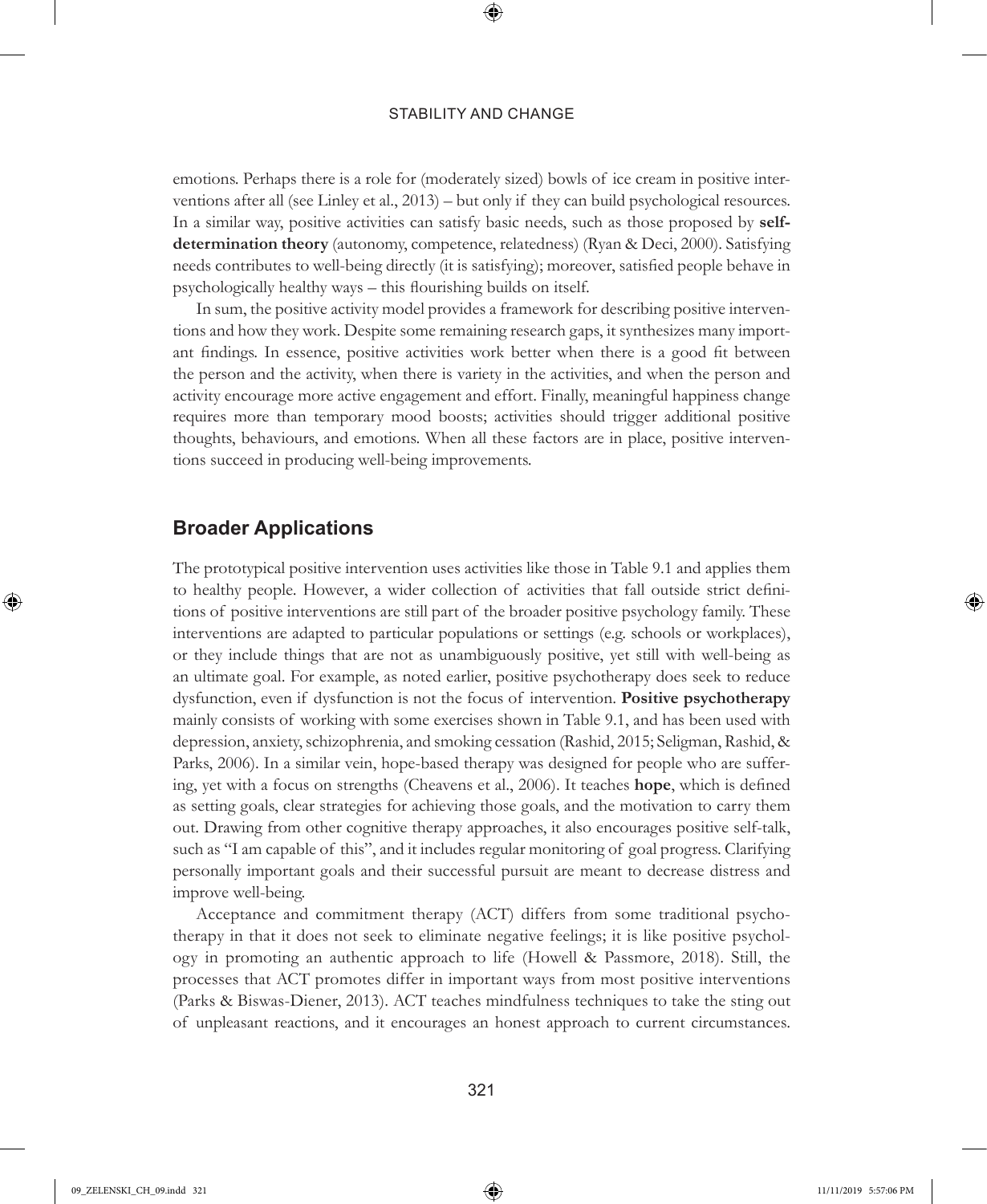emotions. Perhaps there is a role for (moderately sized) bowls of ice cream in positive interventions after all (see Linley et al., 2013) – but only if they can build psychological resources. In a similar way, positive activities can satisfy basic needs, such as those proposed by **self-determination theory** (autonomy, competence, relatedness) (Ryan & Deci, 2000). Satisfying needs contributes to well-being directly (it is satisfying); moreover, satisfied people behave in psychologically healthy ways – this flourishing builds on itself.

In sum, the positive activity model provides a framework for describing positive interventions and how they work. Despite some remaining research gaps, it synthesizes many important findings. In essence, positive activities work better when there is a good fit between the person and the activity, when there is variety in the activities, and when the person and activity encourage more active engagement and effort. Finally, meaningful happiness change requires more than temporary mood boosts; activities should trigger additional positive thoughts, behaviours, and emotions. When all these factors are in place, positive interventions succeed in producing well-being improvements.

## Broader Applications

The prototypical positive intervention uses activities like those in Table 9.1 and applies them to healthy people. However, a wider collection of activities that fall outside strict definitions of positive interventions are still part of the broader positive psychology family. These interventions are adapted to particular populations or settings (e.g. schools or workplaces), or they include things that are not as unambiguously positive, yet still with well-being as an ultimate goal. For example, as noted earlier, positive psychotherapy does seek to reduce dysfunction, even if dysfunction is not the focus of intervention. **Positive psychotherapy** mainly consists of working with some exercises shown in Table 9.1, and has been used with depression, anxiety, schizophrenia, and smoking cessation (Rashid, 2015; Seligman, Rashid, & Parks, 2006). In a similar vein, hope-based therapy was designed for people who are suffering, yet with a focus on strengths (Cheavens et al., 2006). It teaches **hope**, which is defined as setting goals, clear strategies for achieving those goals, and the motivation to carry them out. Drawing from other cognitive therapy approaches, it also encourages positive self-talk, such as "I am capable of this", and it includes regular monitoring of goal progress. Clarifying personally important goals and their successful pursuit are meant to decrease distress and improve well-being.

Acceptance and commitment therapy (ACT) differs from some traditional psychotherapy in that it does not seek to eliminate negative feelings; it is like positive psychology in promoting an authentic approach to life (Howell & Passmore, 2018). Still, the processes that ACT promotes differ in important ways from most positive interventions (Parks & Biswas-Diener, 2013). ACT teaches mindfulness techniques to take the sting out of unpleasant reactions, and it encourages an honest approach to current circumstances.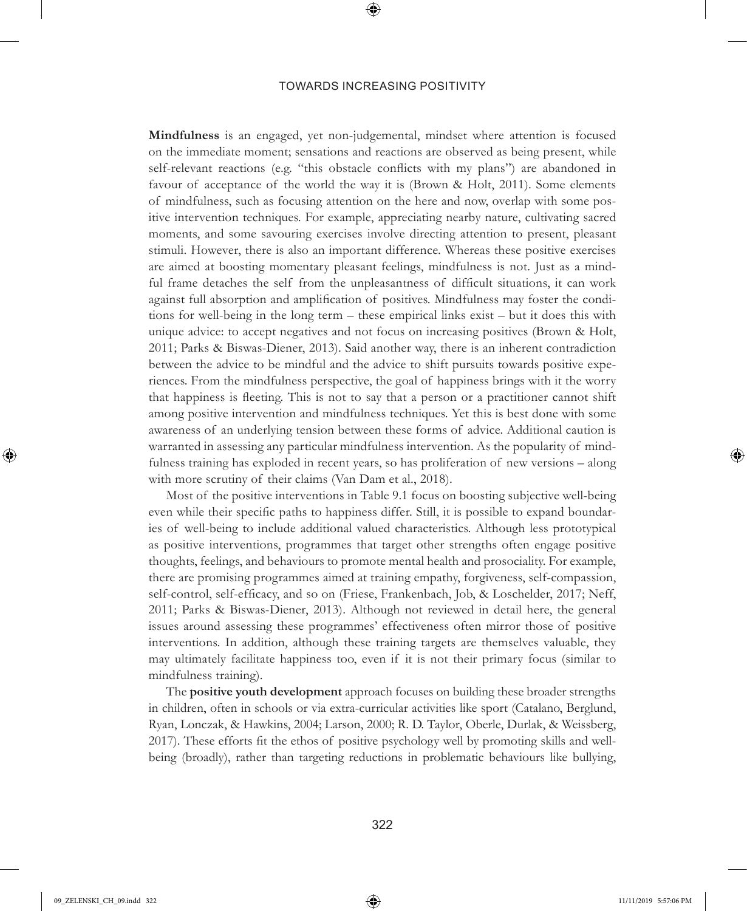**Mindfulness** is an engaged, yet non-judgemental, mindset where attention is focused on the immediate moment; sensations and reactions are observed as being present, while self-relevant reactions (e.g. "this obstacle conflicts with my plans") are abandoned in favour of acceptance of the world the way it is (Brown & Holt, 2011). Some elements of mindfulness, such as focusing attention on the here and now, overlap with some positive intervention techniques. For example, appreciating nearby nature, cultivating sacred moments, and some savouring exercises involve directing attention to present, pleasant stimuli. However, there is also an important difference. Whereas these positive exercises are aimed at boosting momentary pleasant feelings, mindfulness is not. Just as a mindful frame detaches the self from the unpleasantness of difficult situations, it can work against full absorption and amplification of positives. Mindfulness may foster the conditions for well-being in the long term – these empirical links exist – but it does this with unique advice: to accept negatives and not focus on increasing positives (Brown & Holt, 2011; Parks & Biswas-Diener, 2013). Said another way, there is an inherent contradiction between the advice to be mindful and the advice to shift pursuits towards positive experiences. From the mindfulness perspective, the goal of happiness brings with it the worry that happiness is fleeting. This is not to say that a person or a practitioner cannot shift among positive intervention and mindfulness techniques. Yet this is best done with some awareness of an underlying tension between these forms of advice. Additional caution is warranted in assessing any particular mindfulness intervention. As the popularity of mindfulness training has exploded in recent years, so has proliferation of new versions – along with more scrutiny of their claims (Van Dam et al., 2018).

Most of the positive interventions in Table 9.1 focus on boosting subjective well-being even while their specific paths to happiness differ. Still, it is possible to expand boundaries of well-being to include additional valued characteristics. Although less prototypical as positive interventions, programmes that target other strengths often engage positive thoughts, feelings, and behaviours to promote mental health and prosociality. For example, there are promising programmes aimed at training empathy, forgiveness, self-compassion, self-control, self-efficacy, and so on (Friese, Frankenbach, Job, & Loschelder, 2017; Neff, 2011; Parks & Biswas-Diener, 2013). Although not reviewed in detail here, the general issues around assessing these programmes' effectiveness often mirror those of positive interventions. In addition, although these training targets are themselves valuable, they may ultimately facilitate happiness too, even if it is not their primary focus (similar to mindfulness training).

The **positive youth development** approach focuses on building these broader strengths in children, often in schools or via extra-curricular activities like sport (Catalano, Berglund, Ryan, Lonczak, & Hawkins, 2004; Larson, 2000; R. D. Taylor, Oberle, Durlak, & Weissberg, 2017). These efforts fit the ethos of positive psychology well by promoting skills and well-being (broadly), rather than targeting reductions in problematic behaviours like bullying,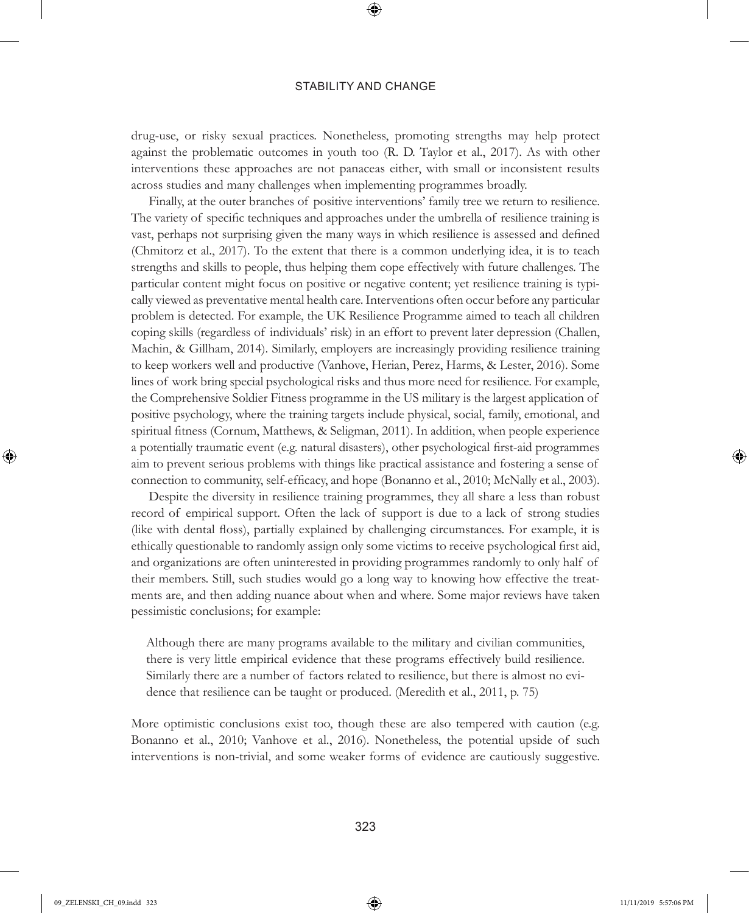drug-use, or risky sexual practices. Nonetheless, promoting strengths may help protect against the problematic outcomes in youth too (R. D. Taylor et al., 2017). As with other interventions these approaches are not panaceas either, with small or inconsistent results across studies and many challenges when implementing programmes broadly.

Finally, at the outer branches of positive interventions' family tree we return to resilience. The variety of specific techniques and approaches under the umbrella of resilience training is vast, perhaps not surprising given the many ways in which resilience is assessed and defined (Chmitorz et al., 2017). To the extent that there is a common underlying idea, it is to teach strengths and skills to people, thus helping them cope effectively with future challenges. The particular content might focus on positive or negative content; yet resilience training is typically viewed as preventative mental health care. Interventions often occur before any particular problem is detected. For example, the UK Resilience Programme aimed to teach all children coping skills (regardless of individuals' risk) in an effort to prevent later depression (Challen, Machin, & Gillham, 2014). Similarly, employers are increasingly providing resilience training to keep workers well and productive (Vanhove, Herian, Perez, Harms, & Lester, 2016). Some lines of work bring special psychological risks and thus more need for resilience. For example, the Comprehensive Soldier Fitness programme in the US military is the largest application of positive psychology, where the training targets include physical, social, family, emotional, and spiritual fitness (Cornum, Matthews, & Seligman, 2011). In addition, when people experience a potentially traumatic event (e.g. natural disasters), other psychological first-aid programmes aim to prevent serious problems with things like practical assistance and fostering a sense of connection to community, self-efficacy, and hope (Bonanno et al., 2010; McNally et al., 2003).

Despite the diversity in resilience training programmes, they all share a less than robust record of empirical support. Often the lack of support is due to a lack of strong studies (like with dental floss), partially explained by challenging circumstances. For example, it is ethically questionable to randomly assign only some victims to receive psychological first aid, and organizations are often uninterested in providing programmes randomly to only half of their members. Still, such studies would go a long way to knowing how effective the treatments are, and then adding nuance about when and where. Some major reviews have taken pessimistic conclusions; for example:

> Although there are many programs available to the military and civilian communities, there is very little empirical evidence that these programs effectively build resilience. Similarly there are a number of factors related to resilience, but there is almost no evidence that resilience can be taught or produced. (Meredith et al., 2011, p. 75)

More optimistic conclusions exist too, though these are also tempered with caution (e.g. Bonanno et al., 2010; Vanhove et al., 2016). Nonetheless, the potential upside of such interventions is non-trivial, and some weaker forms of evidence are cautiously suggestive.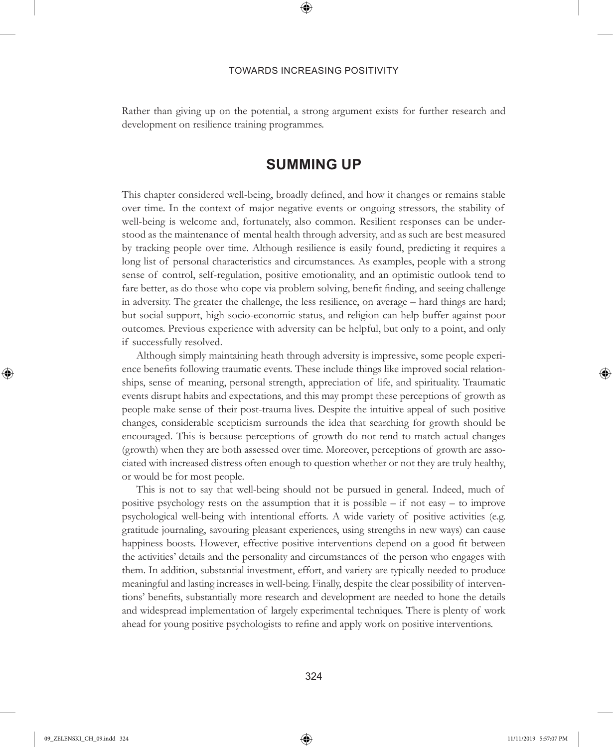Rather than giving up on the potential, a strong argument exists for further research and development on resilience training programmes.

## SUMMING UP

This chapter considered well-being, broadly defined, and how it changes or remains stable over time. In the context of major negative events or ongoing stressors, the stability of well-being is welcome and, fortunately, also common. Resilient responses can be understood as the maintenance of mental health through adversity, and as such are best measured by tracking people over time. Although resilience is easily found, predicting it requires a long list of personal characteristics and circumstances. As examples, people with a strong sense of control, self-regulation, positive emotionality, and an optimistic outlook tend to fare better, as do those who cope via problem solving, benefit finding, and seeing challenge in adversity. The greater the challenge, the less resilience, on average – hard things are hard; but social support, high socio-economic status, and religion can help buffer against poor outcomes. Previous experience with adversity can be helpful, but only to a point, and only if successfully resolved.

Although simply maintaining heath through adversity is impressive, some people experience benefits following traumatic events. These include things like improved social relationships, sense of meaning, personal strength, appreciation of life, and spirituality. Traumatic events disrupt habits and expectations, and this may prompt these perceptions of growth as people make sense of their post-trauma lives. Despite the intuitive appeal of such positive changes, considerable scepticism surrounds the idea that searching for growth should be encouraged. This is because perceptions of growth do not tend to match actual changes (growth) when they are both assessed over time. Moreover, perceptions of growth are associated with increased distress often enough to question whether or not they are truly healthy, or would be for most people.

This is not to say that well-being should not be pursued in general. Indeed, much of positive psychology rests on the assumption that it is possible – if not easy – to improve psychological well-being with intentional efforts. A wide variety of positive activities (e.g. gratitude journaling, savouring pleasant experiences, using strengths in new ways) can cause happiness boosts. However, effective positive interventions depend on a good fit between the activities' details and the personality and circumstances of the person who engages with them. In addition, substantial investment, effort, and variety are typically needed to produce meaningful and lasting increases in well-being. Finally, despite the clear possibility of interventions' benefits, substantially more research and development are needed to hone the details and widespread implementation of largely experimental techniques. There is plenty of work ahead for young positive psychologists to refine and apply work on positive interventions.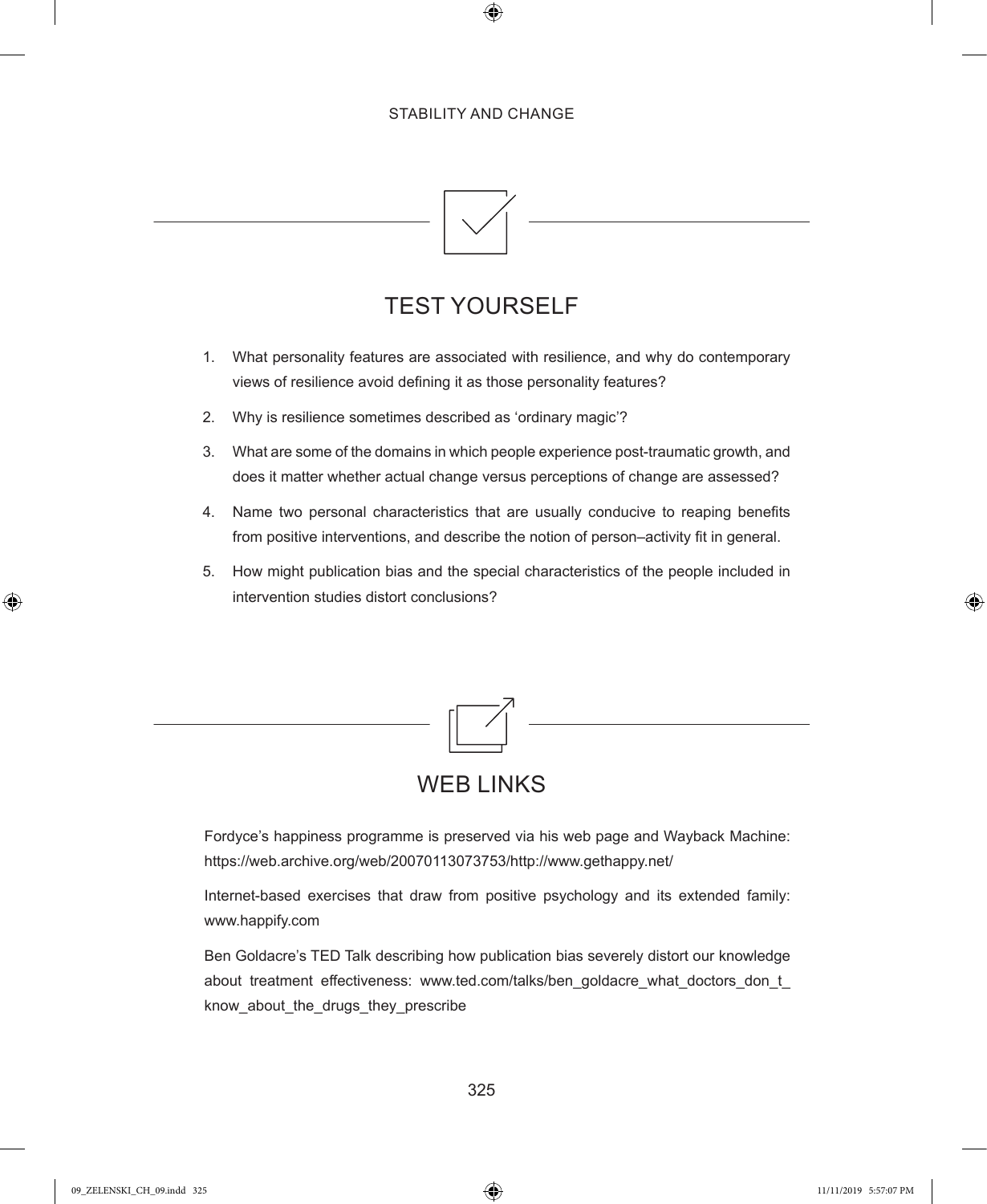## TEST YOURSELF

1. What personality features are associated with resilience, and why do contemporary views of resilience avoid defining it as those personality features?
2. Why is resilience sometimes described as 'ordinary magic'?
3. What are some of the domains in which people experience post-traumatic growth, and does it matter whether actual change versus perceptions of change are assessed?
4. Name two personal characteristics that are usually conducive to reaping benefits from positive interventions, and describe the notion of person–activity fit in general.
5. How might publication bias and the special characteristics of the people included in intervention studies distort conclusions?

## WEB LINKS

Fordyce's happiness programme is preserved via his web page and Wayback Machine: https://web.archive.org/web/20070113073753/http://www.gethappy.net/

Internet-based exercises that draw from positive psychology and its extended family: www.happify.com

Ben Goldacre's TED Talk describing how publication bias severely distort our knowledge about treatment effectiveness: www.ted.com/talks/ben_goldacre_what_doctors_don_t_know_about_the_drugs_they_prescribe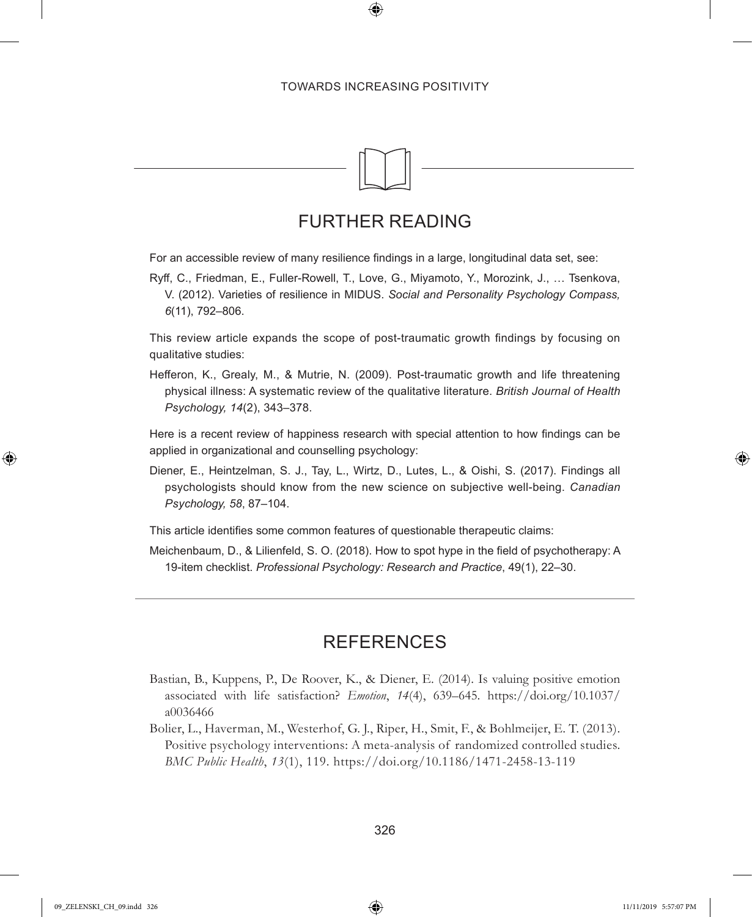## FURTHER READING

For an accessible review of many resilience findings in a large, longitudinal data set, see:

Ryff, C., Friedman, E., Fuller-Rowell, T., Love, G., Miyamoto, Y., Morozink, J., … Tsenkova, V. (2012). Varieties of resilience in MIDUS. *Social and Personality Psychology Compass, 6*(11), 792–806.

This review article expands the scope of post-traumatic growth findings by focusing on qualitative studies:

Hefferon, K., Grealy, M., & Mutrie, N. (2009). Post-traumatic growth and life threatening physical illness: A systematic review of the qualitative literature. *British Journal of Health Psychology, 14*(2), 343–378.

Here is a recent review of happiness research with special attention to how findings can be applied in organizational and counselling psychology:

Diener, E., Heintzelman, S. J., Tay, L., Wirtz, D., Lutes, L., & Oishi, S. (2017). Findings all psychologists should know from the new science on subjective well-being. *Canadian Psychology, 58*, 87–104.

This article identifies some common features of questionable therapeutic claims:

Meichenbaum, D., & Lilienfeld, S. O. (2018). How to spot hype in the field of psychotherapy: A 19-item checklist. *Professional Psychology: Research and Practice*, 49(1), 22–30.

## REFERENCES

Bastian, B., Kuppens, P., De Roover, K., & Diener, E. (2014). Is valuing positive emotion associated with life satisfaction? *Emotion*, *14*(4), 639–645. https://doi.org/10.1037/a0036466

Bolier, L., Haverman, M., Westerhof, G. J., Riper, H., Smit, F., & Bohlmeijer, E. T. (2013). Positive psychology interventions: A meta-analysis of randomized controlled studies. *BMC Public Health*, *13*(1), 119. https://doi.org/10.1186/1471-2458-13-119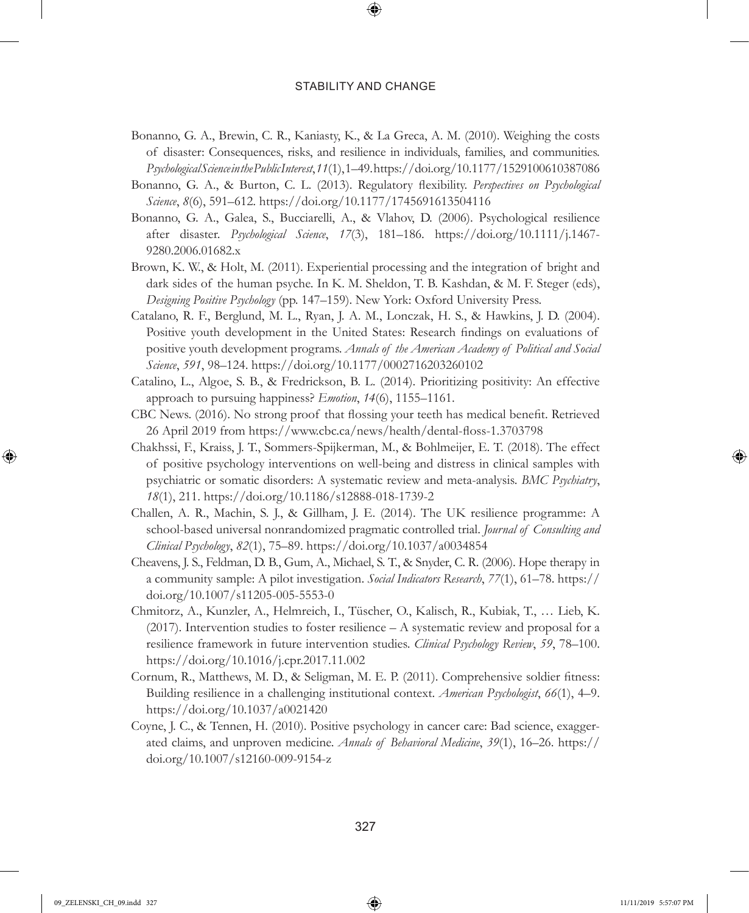Bonanno, G. A., Brewin, C. R., Kaniasty, K., & La Greca, A. M. (2010). Weighing the costs of disaster: Consequences, risks, and resilience in individuals, families, and communities. *Psychological Science in the Public Interest*, *11*(1), 1–49. https://doi.org/10.1177/1529100610387086

Bonanno, G. A., & Burton, C. L. (2013). Regulatory flexibility. *Perspectives on Psychological Science*, *8*(6), 591–612. https://doi.org/10.1177/1745691613504116

Bonanno, G. A., Galea, S., Bucciarelli, A., & Vlahov, D. (2006). Psychological resilience after disaster. *Psychological Science*, *17*(3), 181–186. https://doi.org/10.1111/j.1467-9280.2006.01682.x

Brown, K. W., & Holt, M. (2011). Experiential processing and the integration of bright and dark sides of the human psyche. In K. M. Sheldon, T. B. Kashdan, & M. F. Steger (eds), *Designing Positive Psychology* (pp. 147–159). New York: Oxford University Press.

Catalano, R. F., Berglund, M. L., Ryan, J. A. M., Lonczak, H. S., & Hawkins, J. D. (2004). Positive youth development in the United States: Research findings on evaluations of positive youth development programs. *Annals of the American Academy of Political and Social Science*, *591*, 98–124. https://doi.org/10.1177/0002716203260102

Catalino, L., Algoe, S. B., & Fredrickson, B. L. (2014). Prioritizing positivity: An effective approach to pursuing happiness? *Emotion*, *14*(6), 1155–1161.

CBC News. (2016). No strong proof that flossing your teeth has medical benefit. Retrieved 26 April 2019 from https://www.cbc.ca/news/health/dental-floss-1.3703798

Chakhssi, F., Kraiss, J. T., Sommers-Spijkerman, M., & Bohlmeijer, E. T. (2018). The effect of positive psychology interventions on well-being and distress in clinical samples with psychiatric or somatic disorders: A systematic review and meta-analysis. *BMC Psychiatry*, *18*(1), 211. https://doi.org/10.1186/s12888-018-1739-2

Challen, A. R., Machin, S. J., & Gillham, J. E. (2014). The UK resilience programme: A school-based universal nonrandomized pragmatic controlled trial. *Journal of Consulting and Clinical Psychology*, *82*(1), 75–89. https://doi.org/10.1037/a0034854

Cheavens, J. S., Feldman, D. B., Gum, A., Michael, S. T., & Snyder, C. R. (2006). Hope therapy in a community sample: A pilot investigation. *Social Indicators Research*, *77*(1), 61–78. https://doi.org/10.1007/s11205-005-5553-0

Chmitorz, A., Kunzler, A., Helmreich, I., Tüscher, O., Kalisch, R., Kubiak, T., … Lieb, K. (2017). Intervention studies to foster resilience – A systematic review and proposal for a resilience framework in future intervention studies. *Clinical Psychology Review*, *59*, 78–100. https://doi.org/10.1016/j.cpr.2017.11.002

Cornum, R., Matthews, M. D., & Seligman, M. E. P. (2011). Comprehensive soldier fitness: Building resilience in a challenging institutional context. *American Psychologist*, *66*(1), 4–9. https://doi.org/10.1037/a0021420

Coyne, J. C., & Tennen, H. (2010). Positive psychology in cancer care: Bad science, exaggerated claims, and unproven medicine. *Annals of Behavioral Medicine*, *39*(1), 16–26. https://doi.org/10.1007/s12160-009-9154-z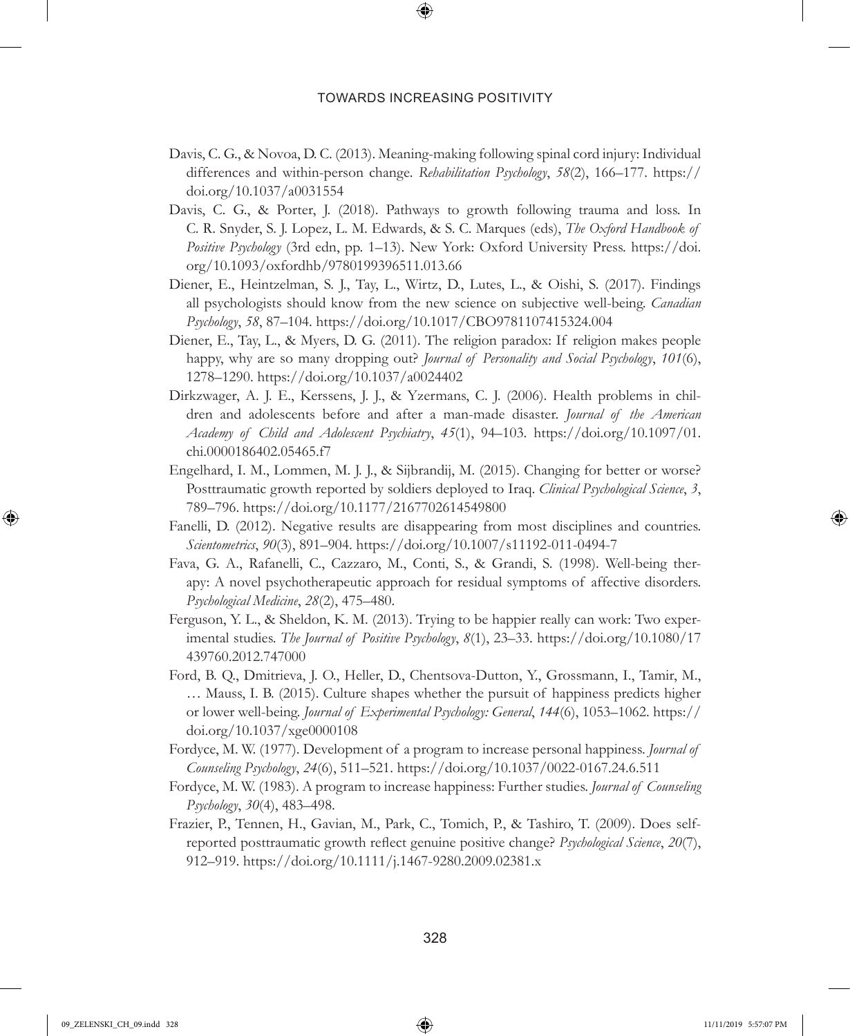Davis, C. G., & Novoa, D. C. (2013). Meaning-making following spinal cord injury: Individual differences and within-person change. *Rehabilitation Psychology*, *58*(2), 166–177. https://doi.org/10.1037/a0031554

Davis, C. G., & Porter, J. (2018). Pathways to growth following trauma and loss. In C. R. Snyder, S. J. Lopez, L. M. Edwards, & S. C. Marques (eds), *The Oxford Handbook of Positive Psychology* (3rd edn, pp. 1–13). New York: Oxford University Press. https://doi.org/10.1093/oxfordhb/9780199396511.013.66

Diener, E., Heintzelman, S. J., Tay, L., Wirtz, D., Lutes, L., & Oishi, S. (2017). Findings all psychologists should know from the new science on subjective well-being. *Canadian Psychology*, *58*, 87–104. https://doi.org/10.1017/CBO9781107415324.004

Diener, E., Tay, L., & Myers, D. G. (2011). The religion paradox: If religion makes people happy, why are so many dropping out? *Journal of Personality and Social Psychology*, *101*(6), 1278–1290. https://doi.org/10.1037/a0024402

Dirkzwager, A. J. E., Kerssens, J. J., & Yzermans, C. J. (2006). Health problems in children and adolescents before and after a man-made disaster. *Journal of the American Academy of Child and Adolescent Psychiatry*, *45*(1), 94–103. https://doi.org/10.1097/01.chi.0000186402.05465.f7

Engelhard, I. M., Lommen, M. J. J., & Sijbrandij, M. (2015). Changing for better or worse? Posttraumatic growth reported by soldiers deployed to Iraq. *Clinical Psychological Science*, *3*, 789–796. https://doi.org/10.1177/2167702614549800

Fanelli, D. (2012). Negative results are disappearing from most disciplines and countries. *Scientometrics*, *90*(3), 891–904. https://doi.org/10.1007/s11192-011-0494-7

Fava, G. A., Rafanelli, C., Cazzaro, M., Conti, S., & Grandi, S. (1998). Well-being therapy: A novel psychotherapeutic approach for residual symptoms of affective disorders. *Psychological Medicine*, *28*(2), 475–480.

Ferguson, Y. L., & Sheldon, K. M. (2013). Trying to be happier really can work: Two experimental studies. *The Journal of Positive Psychology*, *8*(1), 23–33. https://doi.org/10.1080/17439760.2012.747000

Ford, B. Q., Dmitrieva, J. O., Heller, D., Chentsova-Dutton, Y., Grossmann, I., Tamir, M., … Mauss, I. B. (2015). Culture shapes whether the pursuit of happiness predicts higher or lower well-being. *Journal of Experimental Psychology: General*, *144*(6), 1053–1062. https://doi.org/10.1037/xge0000108

Fordyce, M. W. (1977). Development of a program to increase personal happiness. *Journal of Counseling Psychology*, *24*(6), 511–521. https://doi.org/10.1037/0022-0167.24.6.511

Fordyce, M. W. (1983). A program to increase happiness: Further studies. *Journal of Counseling Psychology*, *30*(4), 483–498.

Frazier, P., Tennen, H., Gavian, M., Park, C., Tomich, P., & Tashiro, T. (2009). Does self-reported posttraumatic growth reflect genuine positive change? *Psychological Science*, *20*(7), 912–919. https://doi.org/10.1111/j.1467-9280.2009.02381.x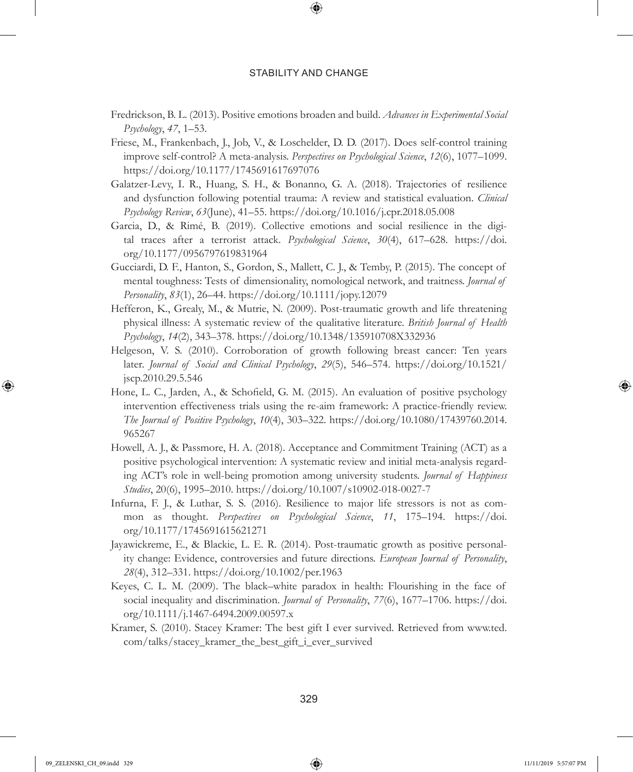Fredrickson, B. L. (2013). Positive emotions broaden and build. *Advances in Experimental Social Psychology*, *47*, 1–53.

Friese, M., Frankenbach, J., Job, V., & Loschelder, D. D. (2017). Does self-control training improve self-control? A meta-analysis. *Perspectives on Psychological Science*, *12*(6), 1077–1099. https://doi.org/10.1177/1745691617697076

Galatzer-Levy, I. R., Huang, S. H., & Bonanno, G. A. (2018). Trajectories of resilience and dysfunction following potential trauma: A review and statistical evaluation. *Clinical Psychology Review*, *63*(June), 41–55. https://doi.org/10.1016/j.cpr.2018.05.008

Garcia, D., & Rimé, B. (2019). Collective emotions and social resilience in the digital traces after a terrorist attack. *Psychological Science*, *30*(4), 617–628. https://doi.org/10.1177/0956797619831964

Gucciardi, D. F., Hanton, S., Gordon, S., Mallett, C. J., & Temby, P. (2015). The concept of mental toughness: Tests of dimensionality, nomological network, and traitness. *Journal of Personality*, *83*(1), 26–44. https://doi.org/10.1111/jopy.12079

Hefferon, K., Grealy, M., & Mutrie, N. (2009). Post-traumatic growth and life threatening physical illness: A systematic review of the qualitative literature. *British Journal of Health Psychology*, *14*(2), 343–378. https://doi.org/10.1348/135910708X332936

Helgeson, V. S. (2010). Corroboration of growth following breast cancer: Ten years later. *Journal of Social and Clinical Psychology*, *29*(5), 546–574. https://doi.org/10.1521/jscp.2010.29.5.546

Hone, L. C., Jarden, A., & Schofield, G. M. (2015). An evaluation of positive psychology intervention effectiveness trials using the re-aim framework: A practice-friendly review. *The Journal of Positive Psychology*, *10*(4), 303–322. https://doi.org/10.1080/17439760.2014.965267

Howell, A. J., & Passmore, H. A. (2018). Acceptance and Commitment Training (ACT) as a positive psychological intervention: A systematic review and initial meta-analysis regarding ACT's role in well-being promotion among university students. *Journal of Happiness Studies*, 20(6), 1995–2010. https://doi.org/10.1007/s10902-018-0027-7

Infurna, F. J., & Luthar, S. S. (2016). Resilience to major life stressors is not as common as thought. *Perspectives on Psychological Science*, *11*, 175–194. https://doi.org/10.1177/1745691615621271

Jayawickreme, E., & Blackie, L. E. R. (2014). Post-traumatic growth as positive personality change: Evidence, controversies and future directions. *European Journal of Personality*, *28*(4), 312–331. https://doi.org/10.1002/per.1963

Keyes, C. L. M. (2009). The black–white paradox in health: Flourishing in the face of social inequality and discrimination. *Journal of Personality*, *77*(6), 1677–1706. https://doi.org/10.1111/j.1467-6494.2009.00597.x

Kramer, S. (2010). Stacey Kramer: The best gift I ever survived. Retrieved from www.ted.com/talks/stacey_kramer_the_best_gift_i_ever_survived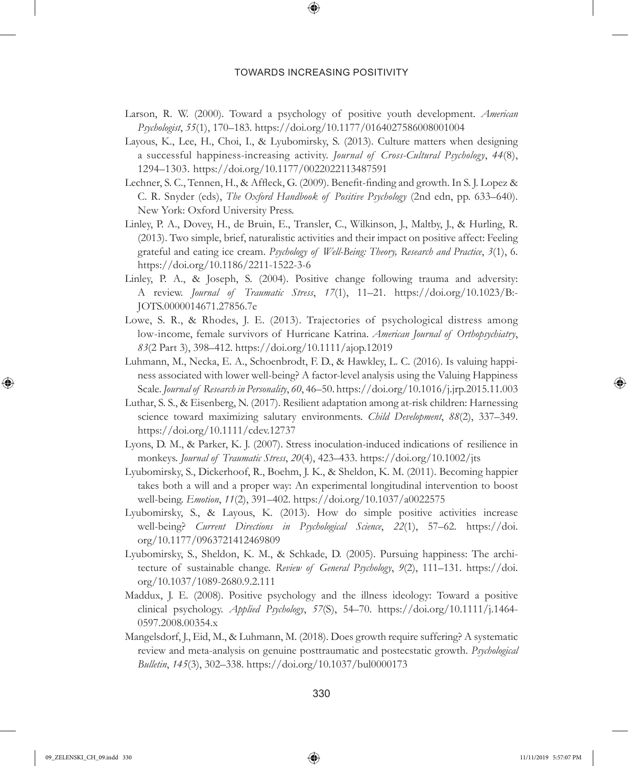Larson, R. W. (2000). Toward a psychology of positive youth development. *American Psychologist*, *55*(1), 170–183. https://doi.org/10.1177/0164027586008001004

Layous, K., Lee, H., Choi, I., & Lyubomirsky, S. (2013). Culture matters when designing a successful happiness-increasing activity. *Journal of Cross-Cultural Psychology*, *44*(8), 1294–1303. https://doi.org/10.1177/0022022113487591

Lechner, S. C., Tennen, H., & Affleck, G. (2009). Benefit-finding and growth. In S. J. Lopez & C. R. Snyder (eds), *The Oxford Handbook of Positive Psychology* (2nd edn, pp. 633–640). New York: Oxford University Press.

Linley, P. A., Dovey, H., de Bruin, E., Transler, C., Wilkinson, J., Maltby, J., & Hurling, R. (2013). Two simple, brief, naturalistic activities and their impact on positive affect: Feeling grateful and eating ice cream. *Psychology of Well-Being: Theory, Research and Practice*, *3*(1), 6. https://doi.org/10.1186/2211-1522-3-6

Linley, P. A., & Joseph, S. (2004). Positive change following trauma and adversity: A review. *Journal of Traumatic Stress*, *17*(1), 11–21. https://doi.org/10.1023/B:JOTS.0000014671.27856.7e

Lowe, S. R., & Rhodes, J. E. (2013). Trajectories of psychological distress among low-income, female survivors of Hurricane Katrina. *American Journal of Orthopsychiatry*, *83*(2 Part 3), 398–412. https://doi.org/10.1111/ajop.12019

Luhmann, M., Necka, E. A., Schoenbrodt, F. D., & Hawkley, L. C. (2016). Is valuing happiness associated with lower well-being? A factor-level analysis using the Valuing Happiness Scale. *Journal of Research in Personality*, *60*, 46–50. https://doi.org/10.1016/j.jrp.2015.11.003

Luthar, S. S., & Eisenberg, N. (2017). Resilient adaptation among at-risk children: Harnessing science toward maximizing salutary environments. *Child Development*, *88*(2), 337–349. https://doi.org/10.1111/cdev.12737

Lyons, D. M., & Parker, K. J. (2007). Stress inoculation-induced indications of resilience in monkeys. *Journal of Traumatic Stress*, *20*(4), 423–433. https://doi.org/10.1002/jts

Lyubomirsky, S., Dickerhoof, R., Boehm, J. K., & Sheldon, K. M. (2011). Becoming happier takes both a will and a proper way: An experimental longitudinal intervention to boost well-being. *Emotion*, *11*(2), 391–402. https://doi.org/10.1037/a0022575

Lyubomirsky, S., & Layous, K. (2013). How do simple positive activities increase well-being? *Current Directions in Psychological Science*, *22*(1), 57–62. https://doi.org/10.1177/0963721412469809

Lyubomirsky, S., Sheldon, K. M., & Schkade, D. (2005). Pursuing happiness: The architecture of sustainable change. *Review of General Psychology*, *9*(2), 111–131. https://doi.org/10.1037/1089-2680.9.2.111

Maddux, J. E. (2008). Positive psychology and the illness ideology: Toward a positive clinical psychology. *Applied Psychology*, *57*(S), 54–70. https://doi.org/10.1111/j.1464-0597.2008.00354.x

Mangelsdorf, J., Eid, M., & Luhmann, M. (2018). Does growth require suffering? A systematic review and meta-analysis on genuine posttraumatic and postecstatic growth. *Psychological Bulletin*, *145*(3), 302–338. https://doi.org/10.1037/bul0000173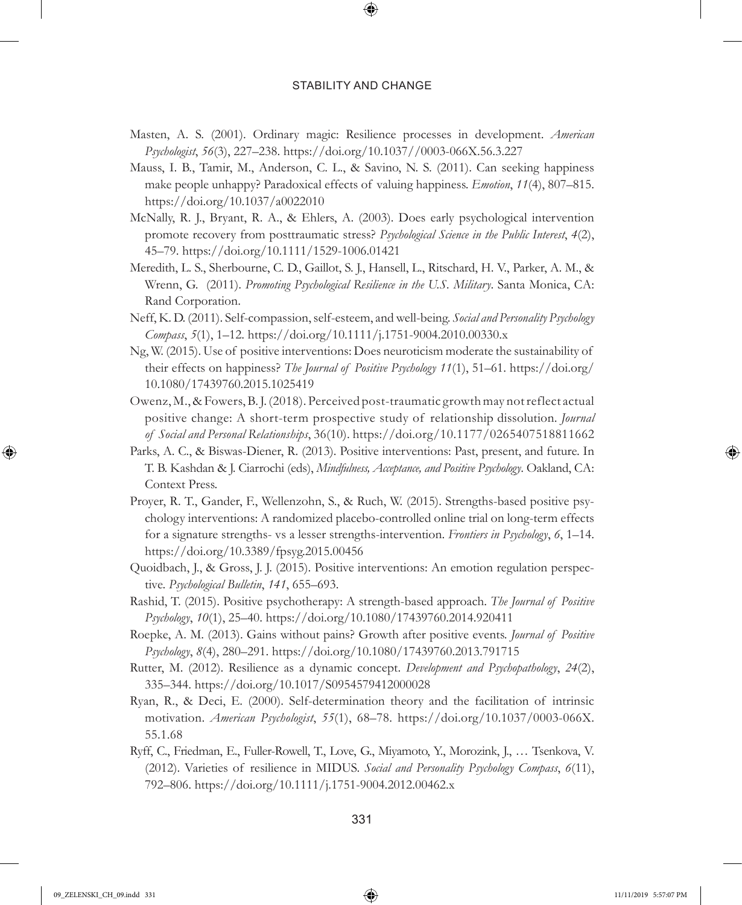Masten, A. S. (2001). Ordinary magic: Resilience processes in development. *American Psychologist*, *56*(3), 227–238. https://doi.org/10.1037//0003-066X.56.3.227

Mauss, I. B., Tamir, M., Anderson, C. L., & Savino, N. S. (2011). Can seeking happiness make people unhappy? Paradoxical effects of valuing happiness. *Emotion*, *11*(4), 807–815. https://doi.org/10.1037/a0022010

McNally, R. J., Bryant, R. A., & Ehlers, A. (2003). Does early psychological intervention promote recovery from posttraumatic stress? *Psychological Science in the Public Interest*, *4*(2), 45–79. https://doi.org/10.1111/1529-1006.01421

Meredith, L. S., Sherbourne, C. D., Gaillot, S. J., Hansell, L., Ritschard, H. V., Parker, A. M., & Wrenn, G. (2011). *Promoting Psychological Resilience in the U.S. Military*. Santa Monica, CA: Rand Corporation.

Neff, K. D. (2011). Self-compassion, self-esteem, and well-being. *Social and Personality Psychology Compass*, *5*(1), 1–12. https://doi.org/10.1111/j.1751-9004.2010.00330.x

Ng, W. (2015). Use of positive interventions: Does neuroticism moderate the sustainability of their effects on happiness? *The Journal of Positive Psychology* *11*(1), 51–61. https://doi.org/10.1080/17439760.2015.1025419

Owenz, M., & Fowers, B. J. (2018). Perceived post-traumatic growth may not reflect actual positive change: A short-term prospective study of relationship dissolution. *Journal of Social and Personal Relationships*, 36(10). https://doi.org/10.1177/0265407518811662

Parks, A. C., & Biswas-Diener, R. (2013). Positive interventions: Past, present, and future. In T. B. Kashdan & J. Ciarrochi (eds), *Mindfulness, Acceptance, and Positive Psychology*. Oakland, CA: Context Press.

Proyer, R. T., Gander, F., Wellenzohn, S., & Ruch, W. (2015). Strengths-based positive psychology interventions: A randomized placebo-controlled online trial on long-term effects for a signature strengths- vs a lesser strengths-intervention. *Frontiers in Psychology*, *6*, 1–14. https://doi.org/10.3389/fpsyg.2015.00456

Quoidbach, J., & Gross, J. J. (2015). Positive interventions: An emotion regulation perspective. *Psychological Bulletin*, *141*, 655–693.

Rashid, T. (2015). Positive psychotherapy: A strength-based approach. *The Journal of Positive Psychology*, *10*(1), 25–40. https://doi.org/10.1080/17439760.2014.920411

Roepke, A. M. (2013). Gains without pains? Growth after positive events. *Journal of Positive Psychology*, *8*(4), 280–291. https://doi.org/10.1080/17439760.2013.791715

Rutter, M. (2012). Resilience as a dynamic concept. *Development and Psychopathology*, *24*(2), 335–344. https://doi.org/10.1017/S0954579412000028

Ryan, R., & Deci, E. (2000). Self-determination theory and the facilitation of intrinsic motivation. *American Psychologist*, *55*(1), 68–78. https://doi.org/10.1037/0003-066X.55.1.68

Ryff, C., Friedman, E., Fuller-Rowell, T., Love, G., Miyamoto, Y., Morozink, J., … Tsenkova, V. (2012). Varieties of resilience in MIDUS. *Social and Personality Psychology Compass*, *6*(11), 792–806. https://doi.org/10.1111/j.1751-9004.2012.00462.x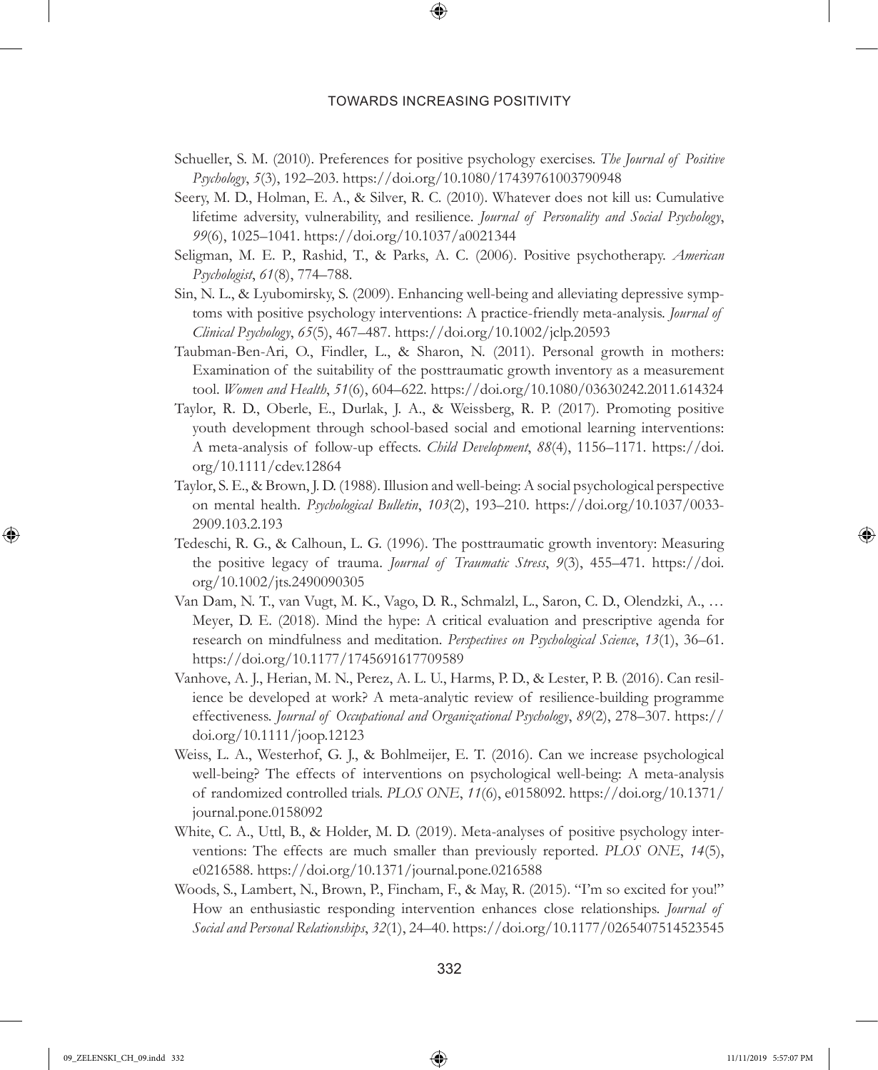Schueller, S. M. (2010). Preferences for positive psychology exercises. *The Journal of Positive Psychology*, *5*(3), 192–203. https://doi.org/10.1080/17439761003790948

Seery, M. D., Holman, E. A., & Silver, R. C. (2010). Whatever does not kill us: Cumulative lifetime adversity, vulnerability, and resilience. *Journal of Personality and Social Psychology*, *99*(6), 1025–1041. https://doi.org/10.1037/a0021344

Seligman, M. E. P., Rashid, T., & Parks, A. C. (2006). Positive psychotherapy. *American Psychologist*, *61*(8), 774–788.

Sin, N. L., & Lyubomirsky, S. (2009). Enhancing well-being and alleviating depressive symptoms with positive psychology interventions: A practice-friendly meta-analysis. *Journal of Clinical Psychology*, *65*(5), 467–487. https://doi.org/10.1002/jclp.20593

Taubman-Ben-Ari, O., Findler, L., & Sharon, N. (2011). Personal growth in mothers: Examination of the suitability of the posttraumatic growth inventory as a measurement tool. *Women and Health*, *51*(6), 604–622. https://doi.org/10.1080/03630242.2011.614324

Taylor, R. D., Oberle, E., Durlak, J. A., & Weissberg, R. P. (2017). Promoting positive youth development through school-based social and emotional learning interventions: A meta-analysis of follow-up effects. *Child Development*, *88*(4), 1156–1171. https://doi.org/10.1111/cdev.12864

Taylor, S. E., & Brown, J. D. (1988). Illusion and well-being: A social psychological perspective on mental health. *Psychological Bulletin*, *103*(2), 193–210. https://doi.org/10.1037/0033-2909.103.2.193

Tedeschi, R. G., & Calhoun, L. G. (1996). The posttraumatic growth inventory: Measuring the positive legacy of trauma. *Journal of Traumatic Stress*, *9*(3), 455–471. https://doi.org/10.1002/jts.2490090305

Van Dam, N. T., van Vugt, M. K., Vago, D. R., Schmalzl, L., Saron, C. D., Olendzki, A., … Meyer, D. E. (2018). Mind the hype: A critical evaluation and prescriptive agenda for research on mindfulness and meditation. *Perspectives on Psychological Science*, *13*(1), 36–61. https://doi.org/10.1177/1745691617709589

Vanhove, A. J., Herian, M. N., Perez, A. L. U., Harms, P. D., & Lester, P. B. (2016). Can resilience be developed at work? A meta-analytic review of resilience-building programme effectiveness. *Journal of Occupational and Organizational Psychology*, *89*(2), 278–307. https://doi.org/10.1111/joop.12123

Weiss, L. A., Westerhof, G. J., & Bohlmeijer, E. T. (2016). Can we increase psychological well-being? The effects of interventions on psychological well-being: A meta-analysis of randomized controlled trials. *PLOS ONE*, *11*(6), e0158092. https://doi.org/10.1371/journal.pone.0158092

White, C. A., Uttl, B., & Holder, M. D. (2019). Meta-analyses of positive psychology interventions: The effects are much smaller than previously reported. *PLOS ONE*, *14*(5), e0216588. https://doi.org/10.1371/journal.pone.0216588

Woods, S., Lambert, N., Brown, P., Fincham, F., & May, R. (2015). "I'm so excited for you!" How an enthusiastic responding intervention enhances close relationships. *Journal of Social and Personal Relationships*, *32*(1), 24–40. https://doi.org/10.1177/0265407514523545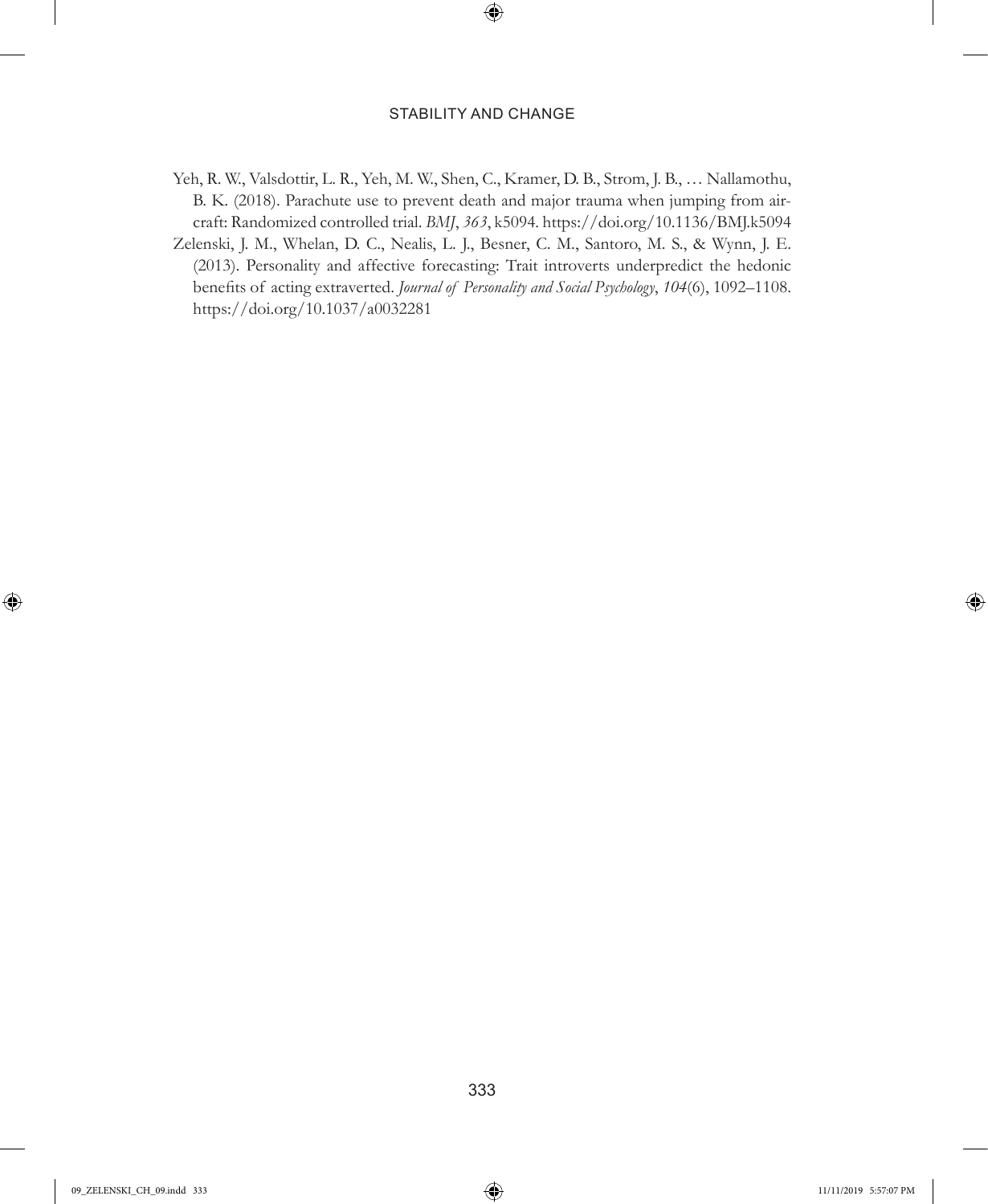Yeh, R. W., Valsdottir, L. R., Yeh, M. W., Shen, C., Kramer, D. B., Strom, J. B., … Nallamothu, B. K. (2018). Parachute use to prevent death and major trauma when jumping from aircraft: Randomized controlled trial. *BMJ*, *363*, k5094. https://doi.org/10.1136/BMJ.k5094

Zelenski, J. M., Whelan, D. C., Nealis, L. J., Besner, C. M., Santoro, M. S., & Wynn, J. E. (2013). Personality and affective forecasting: Trait introverts underpredict the hedonic benefits of acting extraverted. *Journal of Personality and Social Psychology*, *104*(6), 1092–1108. https://doi.org/10.1037/a0032281